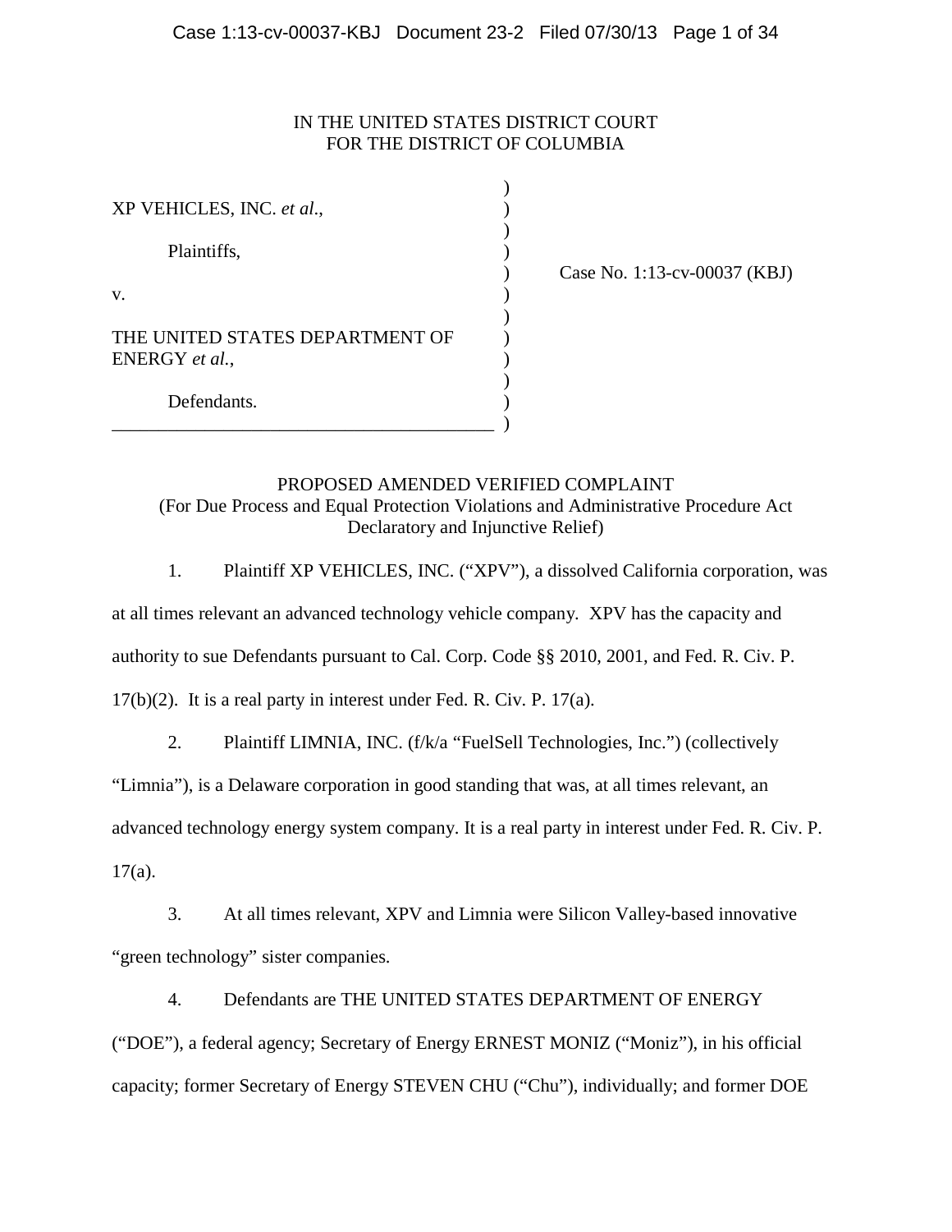IN THE UNITED STATES DISTRICT COURT
FOR THE DISTRICT OF COLUMBIA

XP VEHICLES, INC. *et al*.,

Plaintiffs,

v.

THE UNITED STATES DEPARTMENT OF ENERGY *et al.*,

Defendants.

Case No. 1:13-cv-00037 (KBJ)

PROPOSED AMENDED VERIFIED COMPLAINT
(For Due Process and Equal Protection Violations and Administrative Procedure Act Declaratory and Injunctive Relief)

1. Plaintiff XP VEHICLES, INC. ("XPV"), a dissolved California corporation, was at all times relevant an advanced technology vehicle company. XPV has the capacity and authority to sue Defendants pursuant to Cal. Corp. Code §§ 2010, 2001, and Fed. R. Civ. P. 17(b)(2). It is a real party in interest under Fed. R. Civ. P. 17(a).

2. Plaintiff LIMNIA, INC. (f/k/a "FuelSell Technologies, Inc.") (collectively "Limnia"), is a Delaware corporation in good standing that was, at all times relevant, an advanced technology energy system company. It is a real party in interest under Fed. R. Civ. P. 17(a).

3. At all times relevant, XPV and Limnia were Silicon Valley-based innovative "green technology" sister companies.

4. Defendants are THE UNITED STATES DEPARTMENT OF ENERGY ("DOE"), a federal agency; Secretary of Energy ERNEST MONIZ ("Moniz"), in his official capacity; former Secretary of Energy STEVEN CHU ("Chu"), individually; and former DOE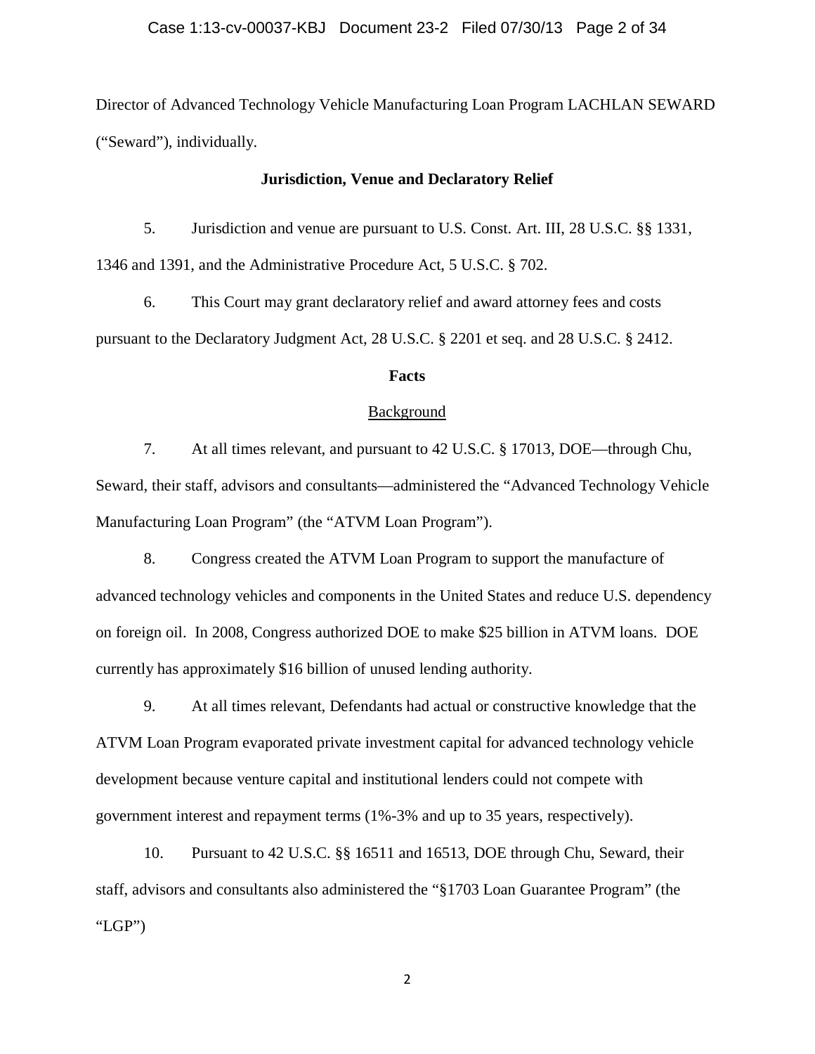Director of Advanced Technology Vehicle Manufacturing Loan Program LACHLAN SEWARD ("Seward"), individually.

**Jurisdiction, Venue and Declaratory Relief**

5. Jurisdiction and venue are pursuant to U.S. Const. Art. III, 28 U.S.C. §§ 1331, 1346 and 1391, and the Administrative Procedure Act, 5 U.S.C. § 702.

6. This Court may grant declaratory relief and award attorney fees and costs pursuant to the Declaratory Judgment Act, 28 U.S.C. § 2201 et seq. and 28 U.S.C. § 2412.

**Facts**

Background

7. At all times relevant, and pursuant to 42 U.S.C. § 17013, DOE—through Chu, Seward, their staff, advisors and consultants—administered the "Advanced Technology Vehicle Manufacturing Loan Program" (the "ATVM Loan Program").

8. Congress created the ATVM Loan Program to support the manufacture of advanced technology vehicles and components in the United States and reduce U.S. dependency on foreign oil. In 2008, Congress authorized DOE to make $25 billion in ATVM loans. DOE currently has approximately $16 billion of unused lending authority.

9. At all times relevant, Defendants had actual or constructive knowledge that the ATVM Loan Program evaporated private investment capital for advanced technology vehicle development because venture capital and institutional lenders could not compete with government interest and repayment terms (1%-3% and up to 35 years, respectively).

10. Pursuant to 42 U.S.C. §§ 16511 and 16513, DOE through Chu, Seward, their staff, advisors and consultants also administered the "§1703 Loan Guarantee Program" (the "LGP")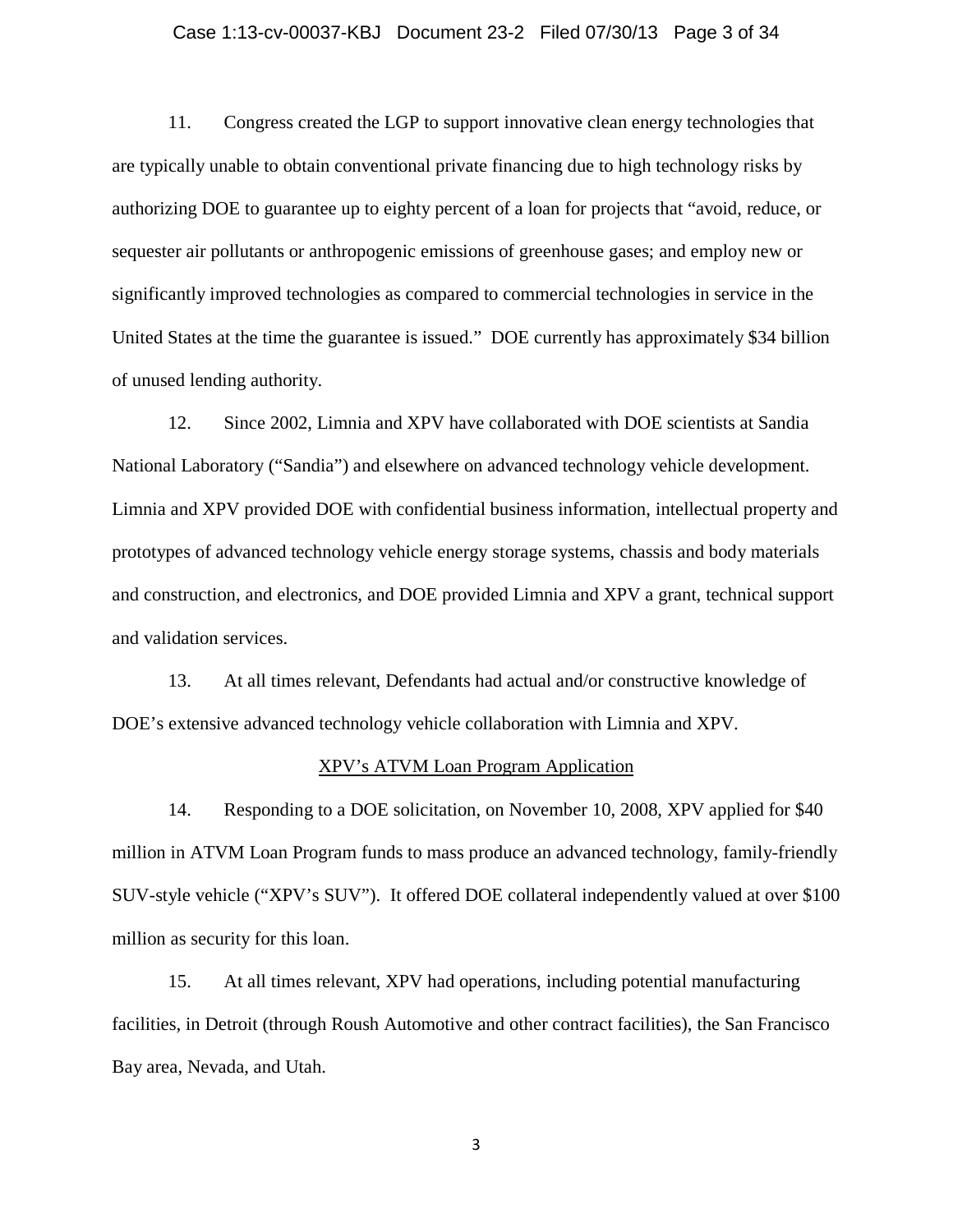11. Congress created the LGP to support innovative clean energy technologies that are typically unable to obtain conventional private financing due to high technology risks by authorizing DOE to guarantee up to eighty percent of a loan for projects that "avoid, reduce, or sequester air pollutants or anthropogenic emissions of greenhouse gases; and employ new or significantly improved technologies as compared to commercial technologies in service in the United States at the time the guarantee is issued." DOE currently has approximately $34 billion of unused lending authority.

12. Since 2002, Limnia and XPV have collaborated with DOE scientists at Sandia National Laboratory ("Sandia") and elsewhere on advanced technology vehicle development. Limnia and XPV provided DOE with confidential business information, intellectual property and prototypes of advanced technology vehicle energy storage systems, chassis and body materials and construction, and electronics, and DOE provided Limnia and XPV a grant, technical support and validation services.

13. At all times relevant, Defendants had actual and/or constructive knowledge of DOE's extensive advanced technology vehicle collaboration with Limnia and XPV.

<u>XPV's ATVM Loan Program Application</u>

14. Responding to a DOE solicitation, on November 10, 2008, XPV applied for $40 million in ATVM Loan Program funds to mass produce an advanced technology, family-friendly SUV-style vehicle ("XPV's SUV"). It offered DOE collateral independently valued at over $100 million as security for this loan.

15. At all times relevant, XPV had operations, including potential manufacturing facilities, in Detroit (through Roush Automotive and other contract facilities), the San Francisco Bay area, Nevada, and Utah.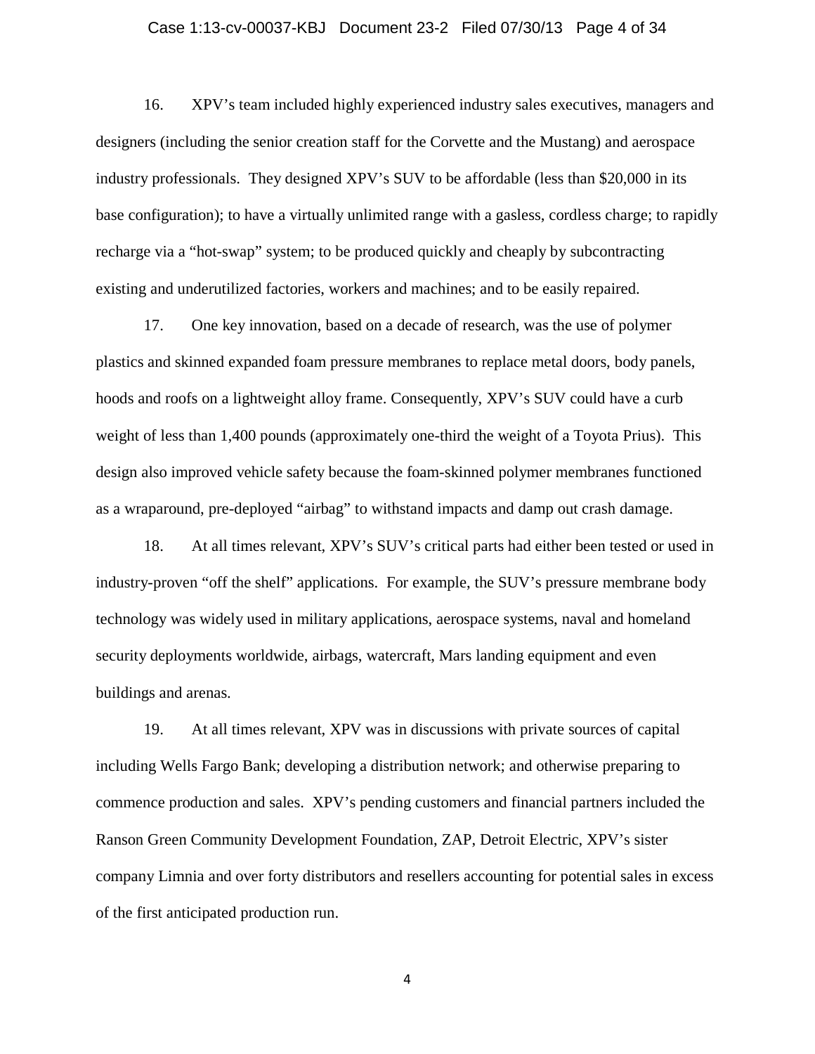16. XPV's team included highly experienced industry sales executives, managers and designers (including the senior creation staff for the Corvette and the Mustang) and aerospace industry professionals. They designed XPV's SUV to be affordable (less than $20,000 in its base configuration); to have a virtually unlimited range with a gasless, cordless charge; to rapidly recharge via a "hot-swap" system; to be produced quickly and cheaply by subcontracting existing and underutilized factories, workers and machines; and to be easily repaired.

17. One key innovation, based on a decade of research, was the use of polymer plastics and skinned expanded foam pressure membranes to replace metal doors, body panels, hoods and roofs on a lightweight alloy frame. Consequently, XPV's SUV could have a curb weight of less than 1,400 pounds (approximately one-third the weight of a Toyota Prius). This design also improved vehicle safety because the foam-skinned polymer membranes functioned as a wraparound, pre-deployed "airbag" to withstand impacts and damp out crash damage.

18. At all times relevant, XPV's SUV's critical parts had either been tested or used in industry-proven "off the shelf" applications. For example, the SUV's pressure membrane body technology was widely used in military applications, aerospace systems, naval and homeland security deployments worldwide, airbags, watercraft, Mars landing equipment and even buildings and arenas.

19. At all times relevant, XPV was in discussions with private sources of capital including Wells Fargo Bank; developing a distribution network; and otherwise preparing to commence production and sales. XPV's pending customers and financial partners included the Ranson Green Community Development Foundation, ZAP, Detroit Electric, XPV's sister company Limnia and over forty distributors and resellers accounting for potential sales in excess of the first anticipated production run.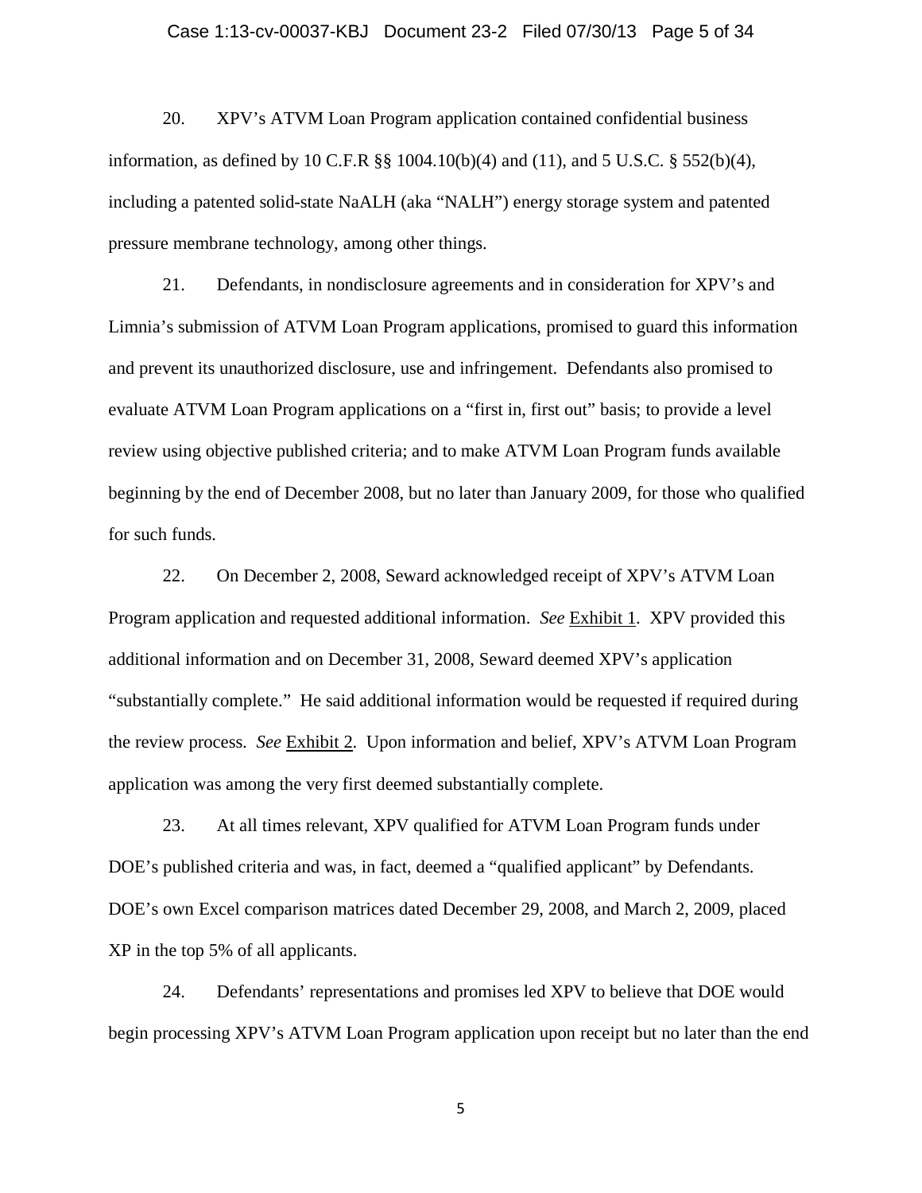20. XPV's ATVM Loan Program application contained confidential business information, as defined by 10 C.F.R §§ 1004.10(b)(4) and (11), and 5 U.S.C. § 552(b)(4), including a patented solid-state NaALH (aka "NALH") energy storage system and patented pressure membrane technology, among other things.

21. Defendants, in nondisclosure agreements and in consideration for XPV's and Limnia's submission of ATVM Loan Program applications, promised to guard this information and prevent its unauthorized disclosure, use and infringement. Defendants also promised to evaluate ATVM Loan Program applications on a "first in, first out" basis; to provide a level review using objective published criteria; and to make ATVM Loan Program funds available beginning by the end of December 2008, but no later than January 2009, for those who qualified for such funds.

22. On December 2, 2008, Seward acknowledged receipt of XPV's ATVM Loan Program application and requested additional information. *See* Exhibit 1. XPV provided this additional information and on December 31, 2008, Seward deemed XPV's application "substantially complete." He said additional information would be requested if required during the review process. *See* Exhibit 2. Upon information and belief, XPV's ATVM Loan Program application was among the very first deemed substantially complete.

23. At all times relevant, XPV qualified for ATVM Loan Program funds under DOE's published criteria and was, in fact, deemed a "qualified applicant" by Defendants. DOE's own Excel comparison matrices dated December 29, 2008, and March 2, 2009, placed XP in the top 5% of all applicants.

24. Defendants' representations and promises led XPV to believe that DOE would begin processing XPV's ATVM Loan Program application upon receipt but no later than the end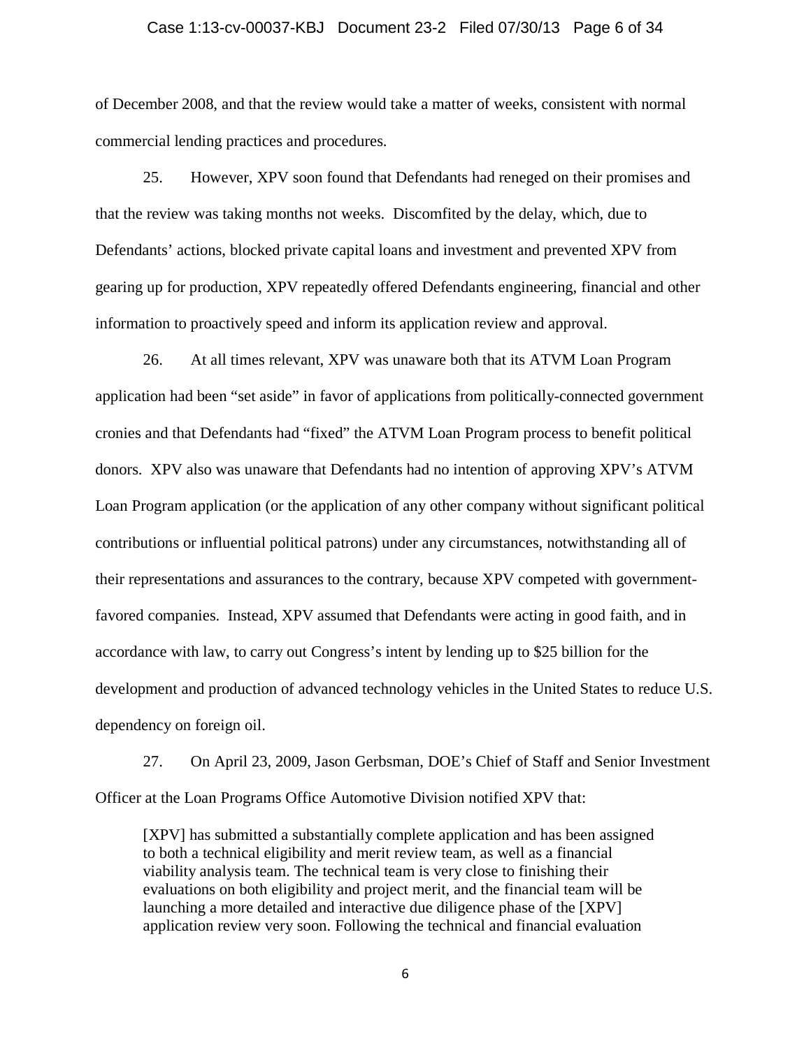of December 2008, and that the review would take a matter of weeks, consistent with normal commercial lending practices and procedures.

25. However, XPV soon found that Defendants had reneged on their promises and that the review was taking months not weeks. Discomfited by the delay, which, due to Defendants' actions, blocked private capital loans and investment and prevented XPV from gearing up for production, XPV repeatedly offered Defendants engineering, financial and other information to proactively speed and inform its application review and approval.

26. At all times relevant, XPV was unaware both that its ATVM Loan Program application had been "set aside" in favor of applications from politically-connected government cronies and that Defendants had "fixed" the ATVM Loan Program process to benefit political donors. XPV also was unaware that Defendants had no intention of approving XPV's ATVM Loan Program application (or the application of any other company without significant political contributions or influential political patrons) under any circumstances, notwithstanding all of their representations and assurances to the contrary, because XPV competed with government-favored companies. Instead, XPV assumed that Defendants were acting in good faith, and in accordance with law, to carry out Congress's intent by lending up to $25 billion for the development and production of advanced technology vehicles in the United States to reduce U.S. dependency on foreign oil.

27. On April 23, 2009, Jason Gerbsman, DOE's Chief of Staff and Senior Investment Officer at the Loan Programs Office Automotive Division notified XPV that:

> [XPV] has submitted a substantially complete application and has been assigned to both a technical eligibility and merit review team, as well as a financial viability analysis team. The technical team is very close to finishing their evaluations on both eligibility and project merit, and the financial team will be launching a more detailed and interactive due diligence phase of the [XPV] application review very soon. Following the technical and financial evaluation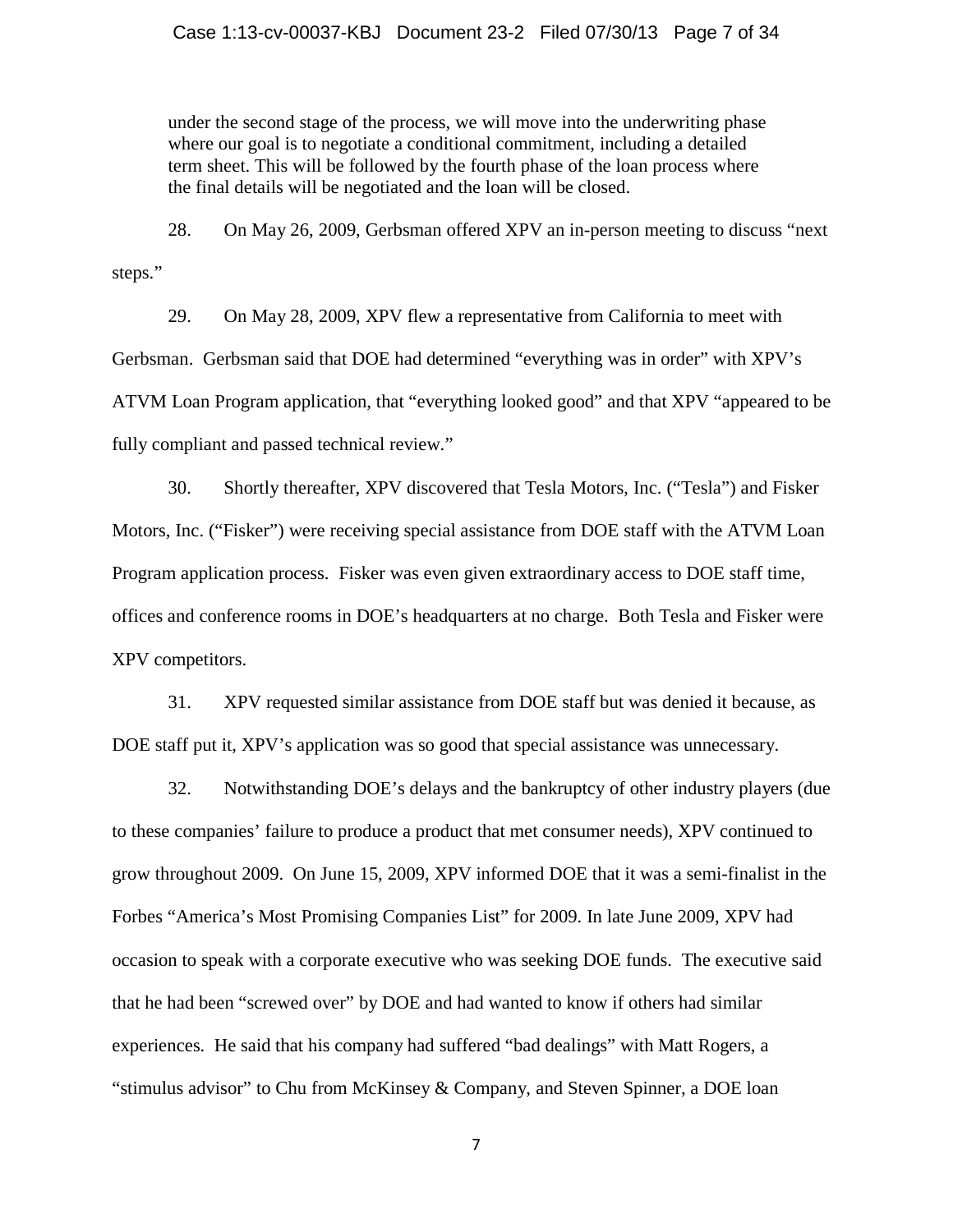> under the second stage of the process, we will move into the underwriting phase where our goal is to negotiate a conditional commitment, including a detailed term sheet. This will be followed by the fourth phase of the loan process where the final details will be negotiated and the loan will be closed.

28. On May 26, 2009, Gerbsman offered XPV an in-person meeting to discuss "next steps."

29. On May 28, 2009, XPV flew a representative from California to meet with Gerbsman. Gerbsman said that DOE had determined "everything was in order" with XPV's ATVM Loan Program application, that "everything looked good" and that XPV "appeared to be fully compliant and passed technical review."

30. Shortly thereafter, XPV discovered that Tesla Motors, Inc. ("Tesla") and Fisker Motors, Inc. ("Fisker") were receiving special assistance from DOE staff with the ATVM Loan Program application process. Fisker was even given extraordinary access to DOE staff time, offices and conference rooms in DOE's headquarters at no charge. Both Tesla and Fisker were XPV competitors.

31. XPV requested similar assistance from DOE staff but was denied it because, as DOE staff put it, XPV's application was so good that special assistance was unnecessary.

32. Notwithstanding DOE's delays and the bankruptcy of other industry players (due to these companies' failure to produce a product that met consumer needs), XPV continued to grow throughout 2009. On June 15, 2009, XPV informed DOE that it was a semi-finalist in the Forbes "America's Most Promising Companies List" for 2009. In late June 2009, XPV had occasion to speak with a corporate executive who was seeking DOE funds. The executive said that he had been "screwed over" by DOE and had wanted to know if others had similar experiences. He said that his company had suffered "bad dealings" with Matt Rogers, a "stimulus advisor" to Chu from McKinsey & Company, and Steven Spinner, a DOE loan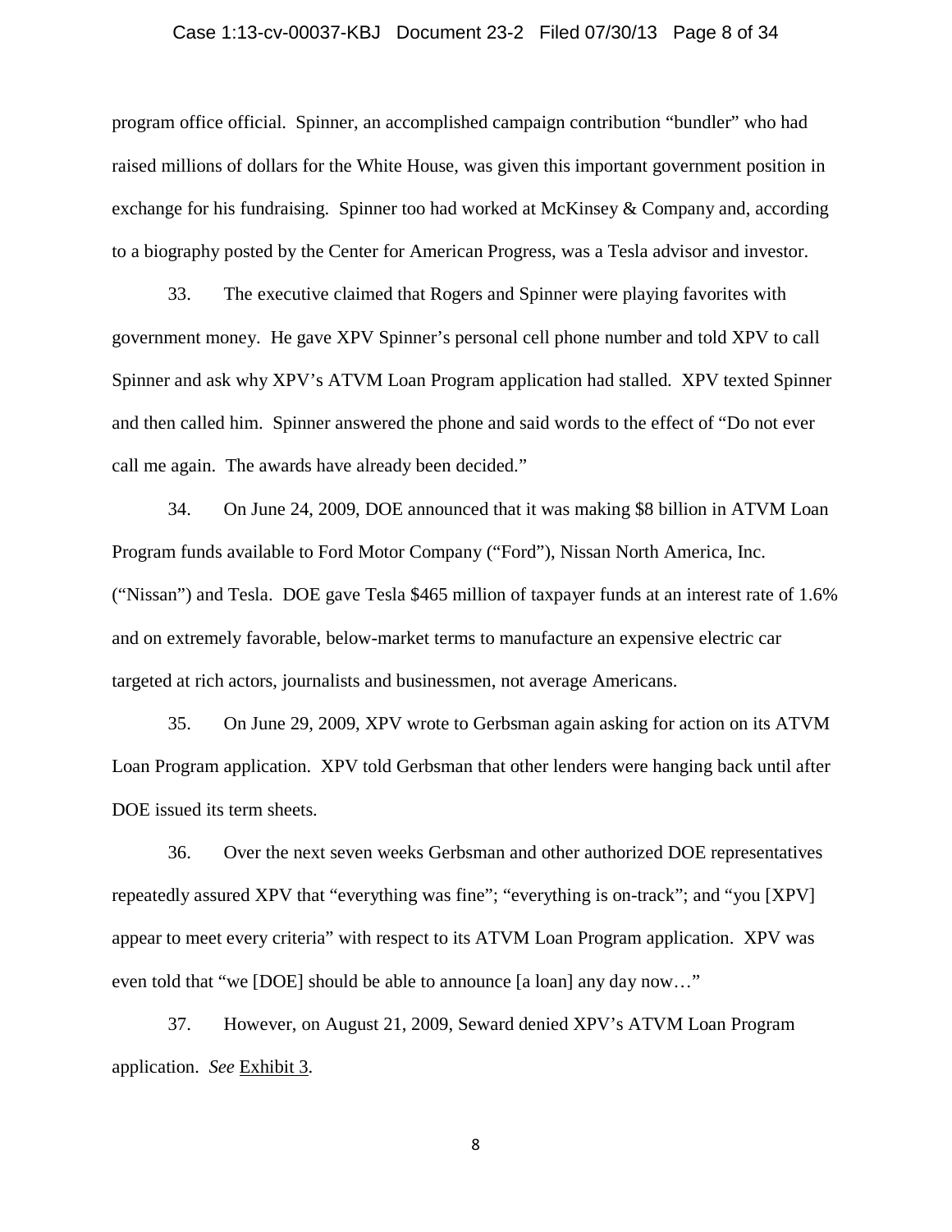program office official. Spinner, an accomplished campaign contribution "bundler" who had raised millions of dollars for the White House, was given this important government position in exchange for his fundraising. Spinner too had worked at McKinsey & Company and, according to a biography posted by the Center for American Progress, was a Tesla advisor and investor.

33. The executive claimed that Rogers and Spinner were playing favorites with government money. He gave XPV Spinner's personal cell phone number and told XPV to call Spinner and ask why XPV's ATVM Loan Program application had stalled. XPV texted Spinner and then called him. Spinner answered the phone and said words to the effect of "Do not ever call me again. The awards have already been decided."

34. On June 24, 2009, DOE announced that it was making $8 billion in ATVM Loan Program funds available to Ford Motor Company ("Ford"), Nissan North America, Inc. ("Nissan") and Tesla. DOE gave Tesla $465 million of taxpayer funds at an interest rate of 1.6% and on extremely favorable, below-market terms to manufacture an expensive electric car targeted at rich actors, journalists and businessmen, not average Americans.

35. On June 29, 2009, XPV wrote to Gerbsman again asking for action on its ATVM Loan Program application. XPV told Gerbsman that other lenders were hanging back until after DOE issued its term sheets.

36. Over the next seven weeks Gerbsman and other authorized DOE representatives repeatedly assured XPV that "everything was fine"; "everything is on-track"; and "you [XPV] appear to meet every criteria" with respect to its ATVM Loan Program application. XPV was even told that "we [DOE] should be able to announce [a loan] any day now…"

37. However, on August 21, 2009, Seward denied XPV's ATVM Loan Program application. *See* Exhibit 3.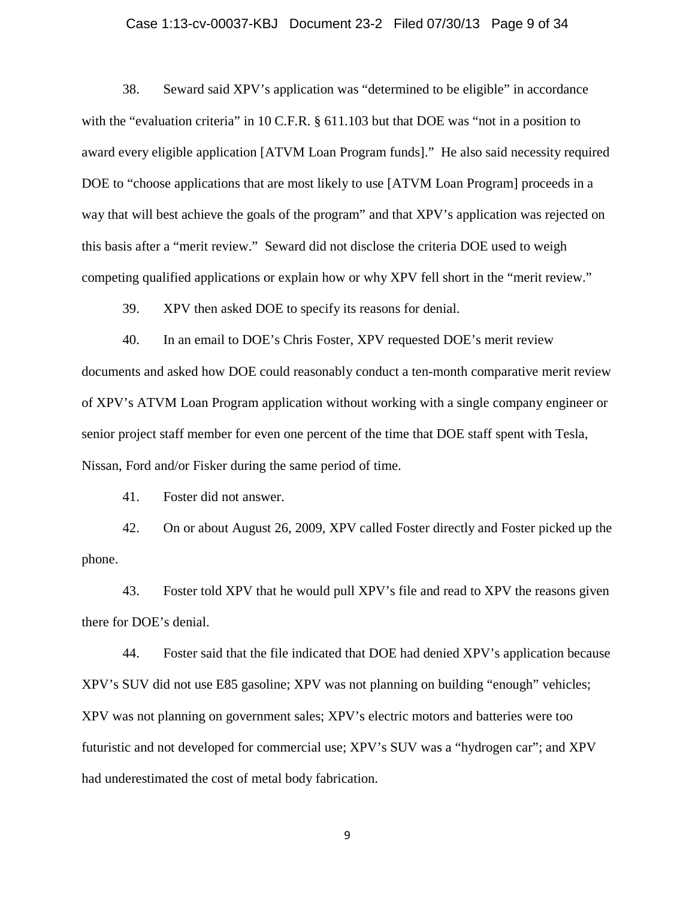38. Seward said XPV's application was "determined to be eligible" in accordance with the "evaluation criteria" in 10 C.F.R. § 611.103 but that DOE was "not in a position to award every eligible application [ATVM Loan Program funds]." He also said necessity required DOE to "choose applications that are most likely to use [ATVM Loan Program] proceeds in a way that will best achieve the goals of the program" and that XPV's application was rejected on this basis after a "merit review." Seward did not disclose the criteria DOE used to weigh competing qualified applications or explain how or why XPV fell short in the "merit review."

39. XPV then asked DOE to specify its reasons for denial.

40. In an email to DOE's Chris Foster, XPV requested DOE's merit review documents and asked how DOE could reasonably conduct a ten-month comparative merit review of XPV's ATVM Loan Program application without working with a single company engineer or senior project staff member for even one percent of the time that DOE staff spent with Tesla, Nissan, Ford and/or Fisker during the same period of time.

41. Foster did not answer.

42. On or about August 26, 2009, XPV called Foster directly and Foster picked up the phone.

43. Foster told XPV that he would pull XPV's file and read to XPV the reasons given there for DOE's denial.

44. Foster said that the file indicated that DOE had denied XPV's application because XPV's SUV did not use E85 gasoline; XPV was not planning on building "enough" vehicles; XPV was not planning on government sales; XPV's electric motors and batteries were too futuristic and not developed for commercial use; XPV's SUV was a "hydrogen car"; and XPV had underestimated the cost of metal body fabrication.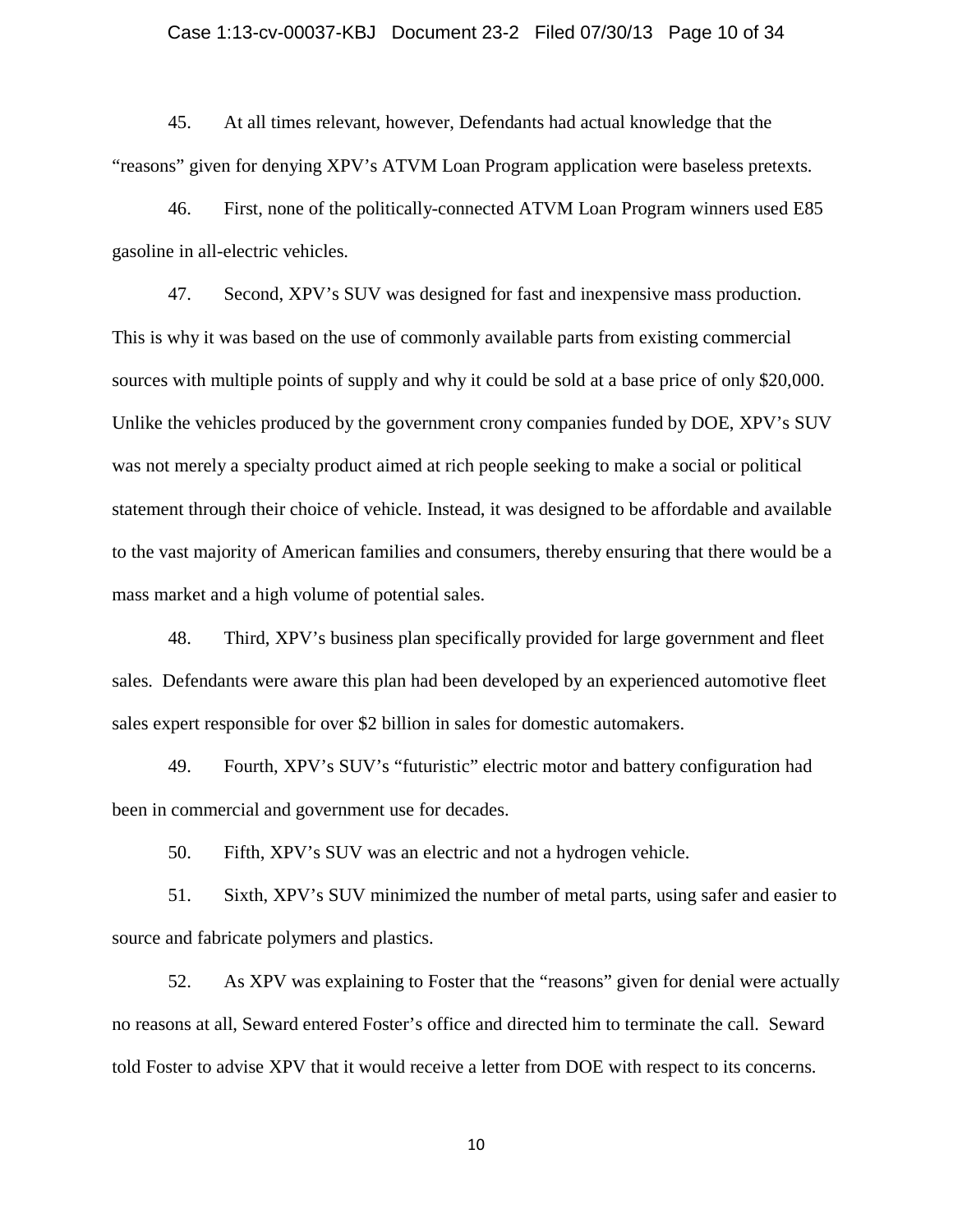45. At all times relevant, however, Defendants had actual knowledge that the "reasons" given for denying XPV's ATVM Loan Program application were baseless pretexts.

46. First, none of the politically-connected ATVM Loan Program winners used E85 gasoline in all-electric vehicles.

47. Second, XPV's SUV was designed for fast and inexpensive mass production. This is why it was based on the use of commonly available parts from existing commercial sources with multiple points of supply and why it could be sold at a base price of only $20,000. Unlike the vehicles produced by the government crony companies funded by DOE, XPV's SUV was not merely a specialty product aimed at rich people seeking to make a social or political statement through their choice of vehicle. Instead, it was designed to be affordable and available to the vast majority of American families and consumers, thereby ensuring that there would be a mass market and a high volume of potential sales.

48. Third, XPV's business plan specifically provided for large government and fleet sales. Defendants were aware this plan had been developed by an experienced automotive fleet sales expert responsible for over $2 billion in sales for domestic automakers.

49. Fourth, XPV's SUV's "futuristic" electric motor and battery configuration had been in commercial and government use for decades.

50. Fifth, XPV's SUV was an electric and not a hydrogen vehicle.

51. Sixth, XPV's SUV minimized the number of metal parts, using safer and easier to source and fabricate polymers and plastics.

52. As XPV was explaining to Foster that the "reasons" given for denial were actually no reasons at all, Seward entered Foster's office and directed him to terminate the call. Seward told Foster to advise XPV that it would receive a letter from DOE with respect to its concerns.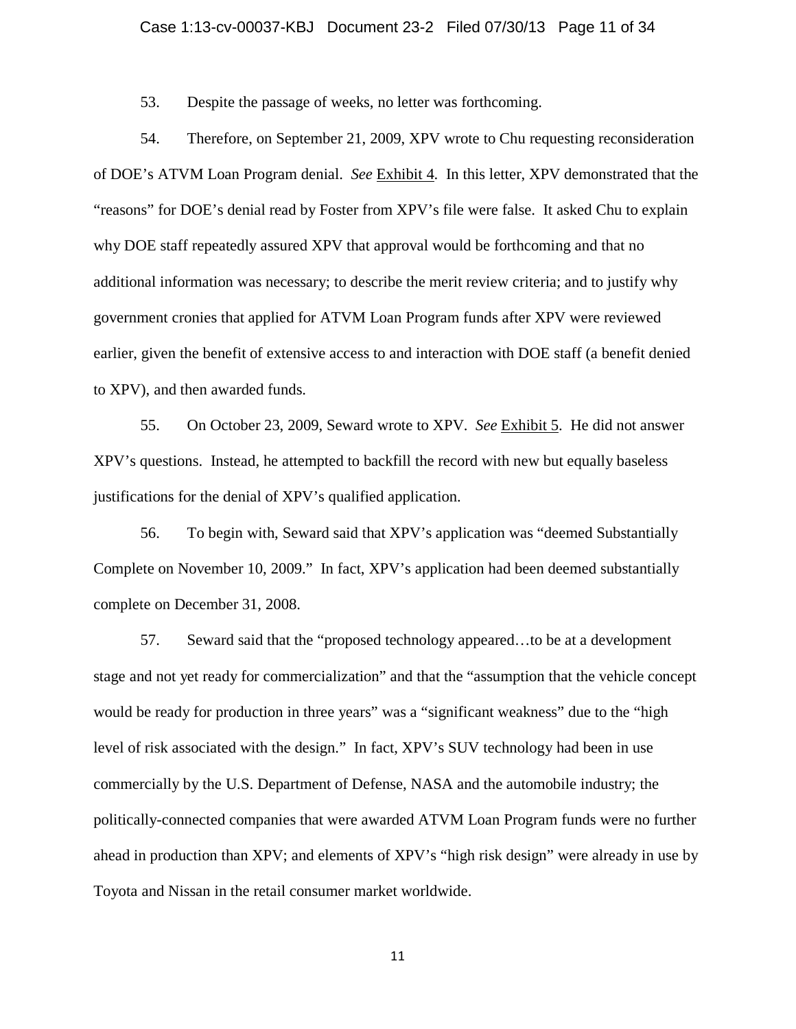53. Despite the passage of weeks, no letter was forthcoming.

54. Therefore, on September 21, 2009, XPV wrote to Chu requesting reconsideration of DOE's ATVM Loan Program denial. *See* Exhibit 4. In this letter, XPV demonstrated that the "reasons" for DOE's denial read by Foster from XPV's file were false. It asked Chu to explain why DOE staff repeatedly assured XPV that approval would be forthcoming and that no additional information was necessary; to describe the merit review criteria; and to justify why government cronies that applied for ATVM Loan Program funds after XPV were reviewed earlier, given the benefit of extensive access to and interaction with DOE staff (a benefit denied to XPV), and then awarded funds.

55. On October 23, 2009, Seward wrote to XPV. *See* Exhibit 5. He did not answer XPV's questions. Instead, he attempted to backfill the record with new but equally baseless justifications for the denial of XPV's qualified application.

56. To begin with, Seward said that XPV's application was "deemed Substantially Complete on November 10, 2009." In fact, XPV's application had been deemed substantially complete on December 31, 2008.

57. Seward said that the "proposed technology appeared…to be at a development stage and not yet ready for commercialization" and that the "assumption that the vehicle concept would be ready for production in three years" was a "significant weakness" due to the "high level of risk associated with the design." In fact, XPV's SUV technology had been in use commercially by the U.S. Department of Defense, NASA and the automobile industry; the politically-connected companies that were awarded ATVM Loan Program funds were no further ahead in production than XPV; and elements of XPV's "high risk design" were already in use by Toyota and Nissan in the retail consumer market worldwide.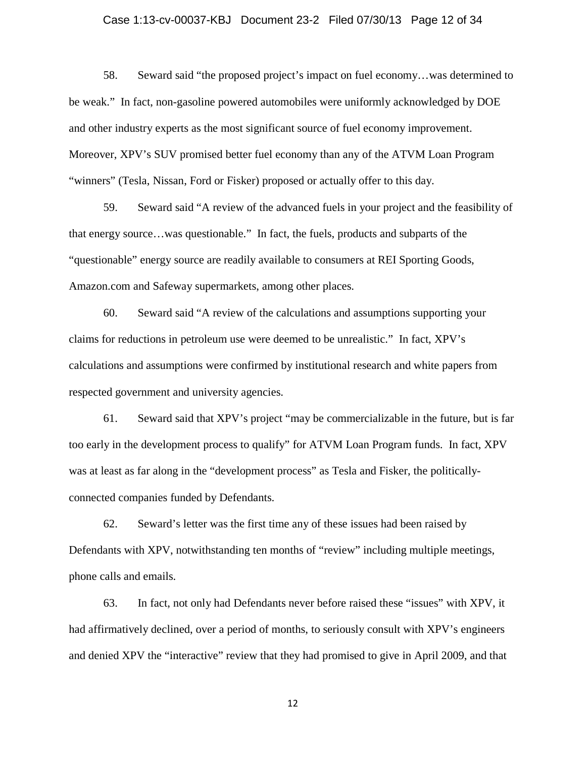58. Seward said "the proposed project's impact on fuel economy…was determined to be weak." In fact, non-gasoline powered automobiles were uniformly acknowledged by DOE and other industry experts as the most significant source of fuel economy improvement. Moreover, XPV's SUV promised better fuel economy than any of the ATVM Loan Program "winners" (Tesla, Nissan, Ford or Fisker) proposed or actually offer to this day.

59. Seward said "A review of the advanced fuels in your project and the feasibility of that energy source…was questionable." In fact, the fuels, products and subparts of the "questionable" energy source are readily available to consumers at REI Sporting Goods, Amazon.com and Safeway supermarkets, among other places.

60. Seward said "A review of the calculations and assumptions supporting your claims for reductions in petroleum use were deemed to be unrealistic." In fact, XPV's calculations and assumptions were confirmed by institutional research and white papers from respected government and university agencies.

61. Seward said that XPV's project "may be commercializable in the future, but is far too early in the development process to qualify" for ATVM Loan Program funds. In fact, XPV was at least as far along in the "development process" as Tesla and Fisker, the politically-connected companies funded by Defendants.

62. Seward's letter was the first time any of these issues had been raised by Defendants with XPV, notwithstanding ten months of "review" including multiple meetings, phone calls and emails.

63. In fact, not only had Defendants never before raised these "issues" with XPV, it had affirmatively declined, over a period of months, to seriously consult with XPV's engineers and denied XPV the "interactive" review that they had promised to give in April 2009, and that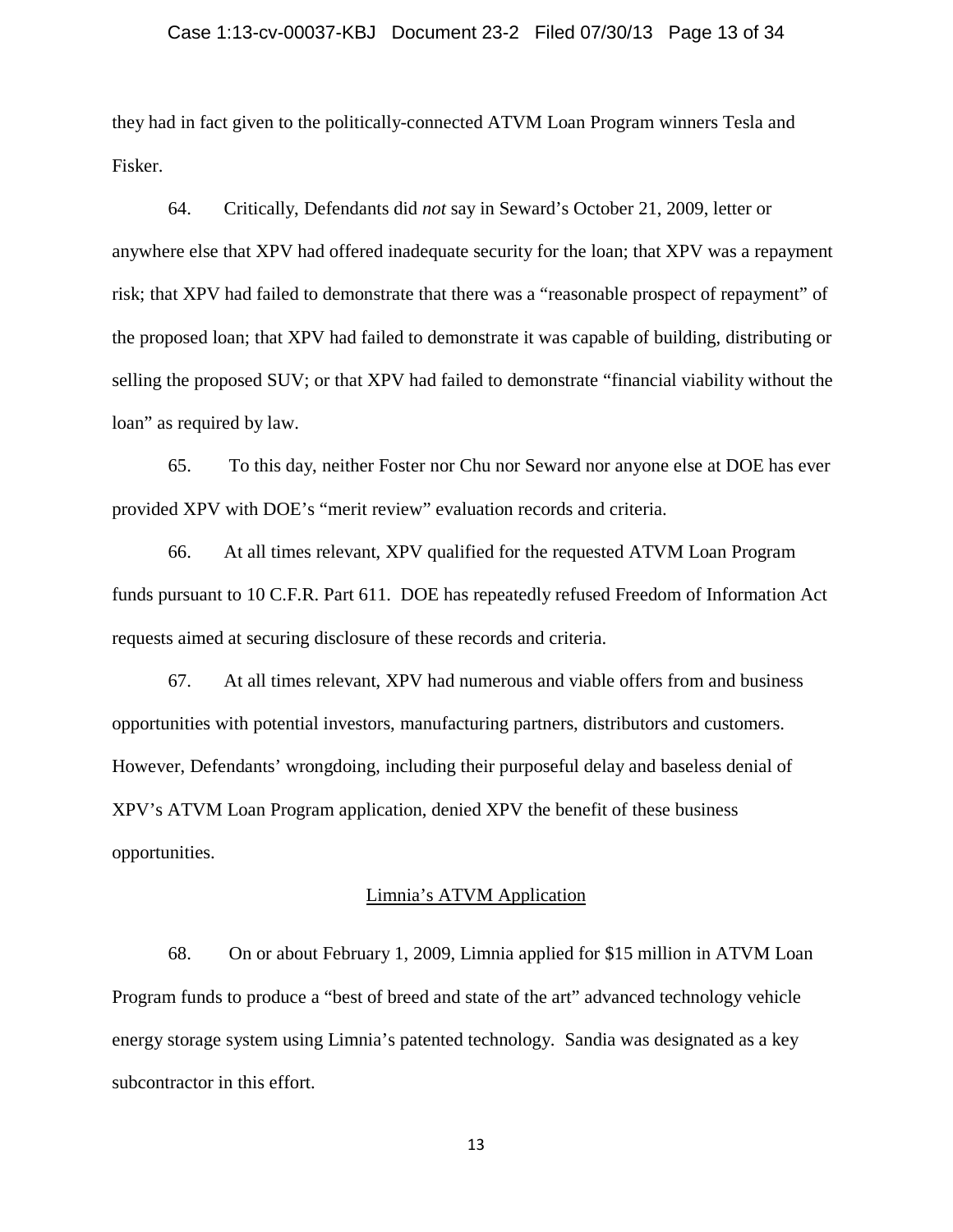they had in fact given to the politically-connected ATVM Loan Program winners Tesla and Fisker.

64. Critically, Defendants did *not* say in Seward's October 21, 2009, letter or anywhere else that XPV had offered inadequate security for the loan; that XPV was a repayment risk; that XPV had failed to demonstrate that there was a "reasonable prospect of repayment" of the proposed loan; that XPV had failed to demonstrate it was capable of building, distributing or selling the proposed SUV; or that XPV had failed to demonstrate "financial viability without the loan" as required by law.

65. To this day, neither Foster nor Chu nor Seward nor anyone else at DOE has ever provided XPV with DOE's "merit review" evaluation records and criteria.

66. At all times relevant, XPV qualified for the requested ATVM Loan Program funds pursuant to 10 C.F.R. Part 611. DOE has repeatedly refused Freedom of Information Act requests aimed at securing disclosure of these records and criteria.

67. At all times relevant, XPV had numerous and viable offers from and business opportunities with potential investors, manufacturing partners, distributors and customers. However, Defendants' wrongdoing, including their purposeful delay and baseless denial of XPV's ATVM Loan Program application, denied XPV the benefit of these business opportunities.

## Limnia's ATVM Application

68. On or about February 1, 2009, Limnia applied for $15 million in ATVM Loan Program funds to produce a "best of breed and state of the art" advanced technology vehicle energy storage system using Limnia's patented technology. Sandia was designated as a key subcontractor in this effort.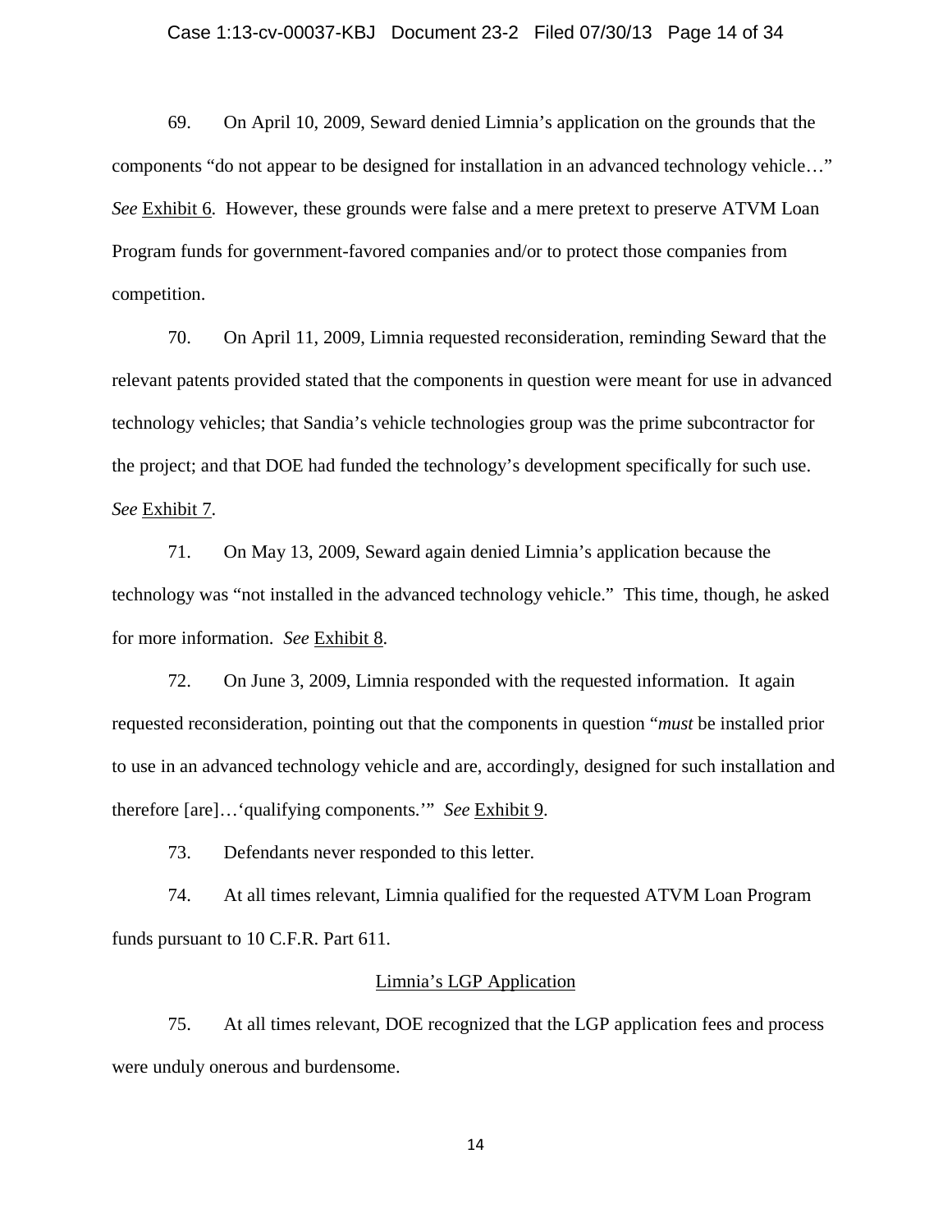69. On April 10, 2009, Seward denied Limnia's application on the grounds that the components "do not appear to be designed for installation in an advanced technology vehicle…" *See* Exhibit 6. However, these grounds were false and a mere pretext to preserve ATVM Loan Program funds for government-favored companies and/or to protect those companies from competition.

70. On April 11, 2009, Limnia requested reconsideration, reminding Seward that the relevant patents provided stated that the components in question were meant for use in advanced technology vehicles; that Sandia's vehicle technologies group was the prime subcontractor for the project; and that DOE had funded the technology's development specifically for such use. *See* Exhibit 7.

71. On May 13, 2009, Seward again denied Limnia's application because the technology was "not installed in the advanced technology vehicle." This time, though, he asked for more information. *See* Exhibit 8.

72. On June 3, 2009, Limnia responded with the requested information. It again requested reconsideration, pointing out that the components in question "*must* be installed prior to use in an advanced technology vehicle and are, accordingly, designed for such installation and therefore [are]…'qualifying components.'" *See* Exhibit 9.

73. Defendants never responded to this letter.

74. At all times relevant, Limnia qualified for the requested ATVM Loan Program funds pursuant to 10 C.F.R. Part 611.

Limnia's LGP Application

75. At all times relevant, DOE recognized that the LGP application fees and process were unduly onerous and burdensome.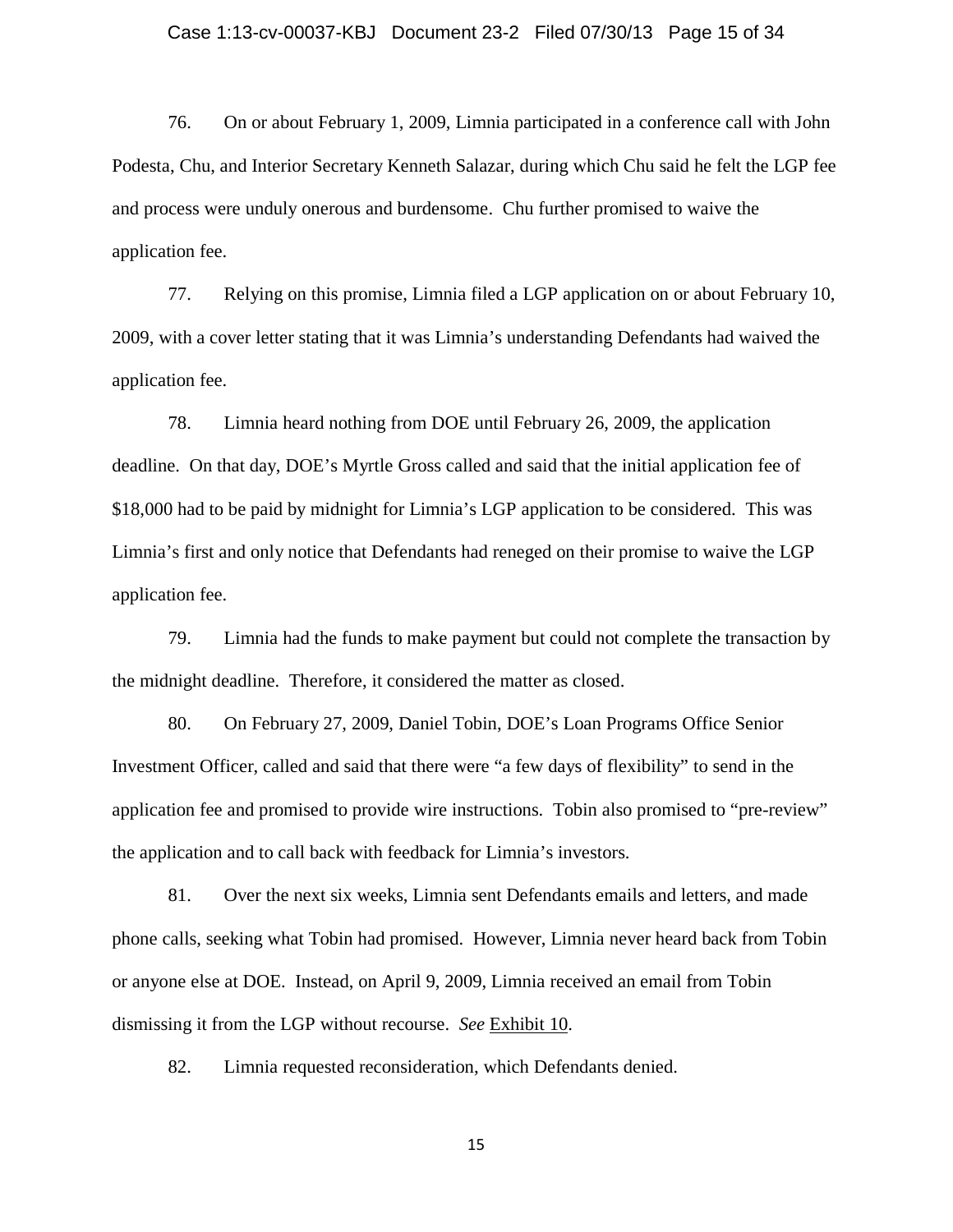76. On or about February 1, 2009, Limnia participated in a conference call with John Podesta, Chu, and Interior Secretary Kenneth Salazar, during which Chu said he felt the LGP fee and process were unduly onerous and burdensome. Chu further promised to waive the application fee.

77. Relying on this promise, Limnia filed a LGP application on or about February 10, 2009, with a cover letter stating that it was Limnia's understanding Defendants had waived the application fee.

78. Limnia heard nothing from DOE until February 26, 2009, the application deadline. On that day, DOE's Myrtle Gross called and said that the initial application fee of $18,000 had to be paid by midnight for Limnia's LGP application to be considered. This was Limnia's first and only notice that Defendants had reneged on their promise to waive the LGP application fee.

79. Limnia had the funds to make payment but could not complete the transaction by the midnight deadline. Therefore, it considered the matter as closed.

80. On February 27, 2009, Daniel Tobin, DOE's Loan Programs Office Senior Investment Officer, called and said that there were "a few days of flexibility" to send in the application fee and promised to provide wire instructions. Tobin also promised to "pre-review" the application and to call back with feedback for Limnia's investors.

81. Over the next six weeks, Limnia sent Defendants emails and letters, and made phone calls, seeking what Tobin had promised. However, Limnia never heard back from Tobin or anyone else at DOE. Instead, on April 9, 2009, Limnia received an email from Tobin dismissing it from the LGP without recourse. *See* Exhibit 10.

82. Limnia requested reconsideration, which Defendants denied.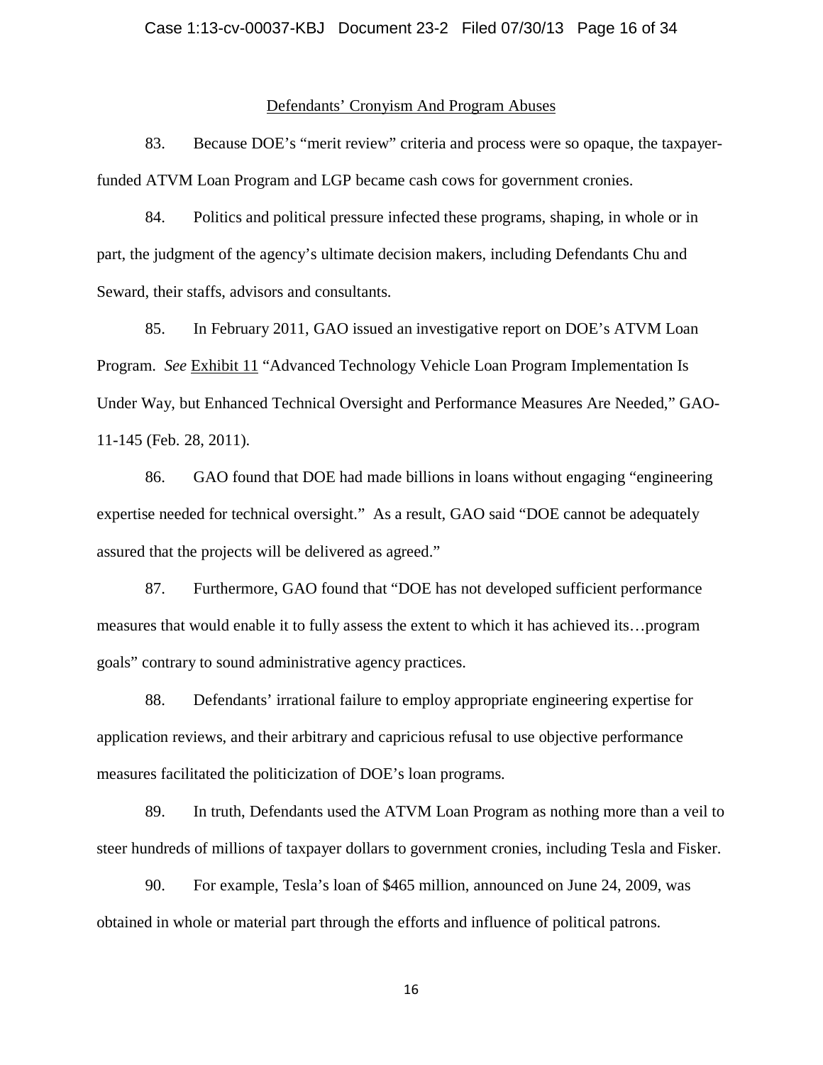## Defendants' Cronyism And Program Abuses

83. Because DOE's "merit review" criteria and process were so opaque, the taxpayer-funded ATVM Loan Program and LGP became cash cows for government cronies.

84. Politics and political pressure infected these programs, shaping, in whole or in part, the judgment of the agency's ultimate decision makers, including Defendants Chu and Seward, their staffs, advisors and consultants.

85. In February 2011, GAO issued an investigative report on DOE's ATVM Loan Program. *See* Exhibit 11 "Advanced Technology Vehicle Loan Program Implementation Is Under Way, but Enhanced Technical Oversight and Performance Measures Are Needed," GAO-11-145 (Feb. 28, 2011).

86. GAO found that DOE had made billions in loans without engaging "engineering expertise needed for technical oversight." As a result, GAO said "DOE cannot be adequately assured that the projects will be delivered as agreed."

87. Furthermore, GAO found that "DOE has not developed sufficient performance measures that would enable it to fully assess the extent to which it has achieved its…program goals" contrary to sound administrative agency practices.

88. Defendants' irrational failure to employ appropriate engineering expertise for application reviews, and their arbitrary and capricious refusal to use objective performance measures facilitated the politicization of DOE's loan programs.

89. In truth, Defendants used the ATVM Loan Program as nothing more than a veil to steer hundreds of millions of taxpayer dollars to government cronies, including Tesla and Fisker.

90. For example, Tesla's loan of $465 million, announced on June 24, 2009, was obtained in whole or material part through the efforts and influence of political patrons.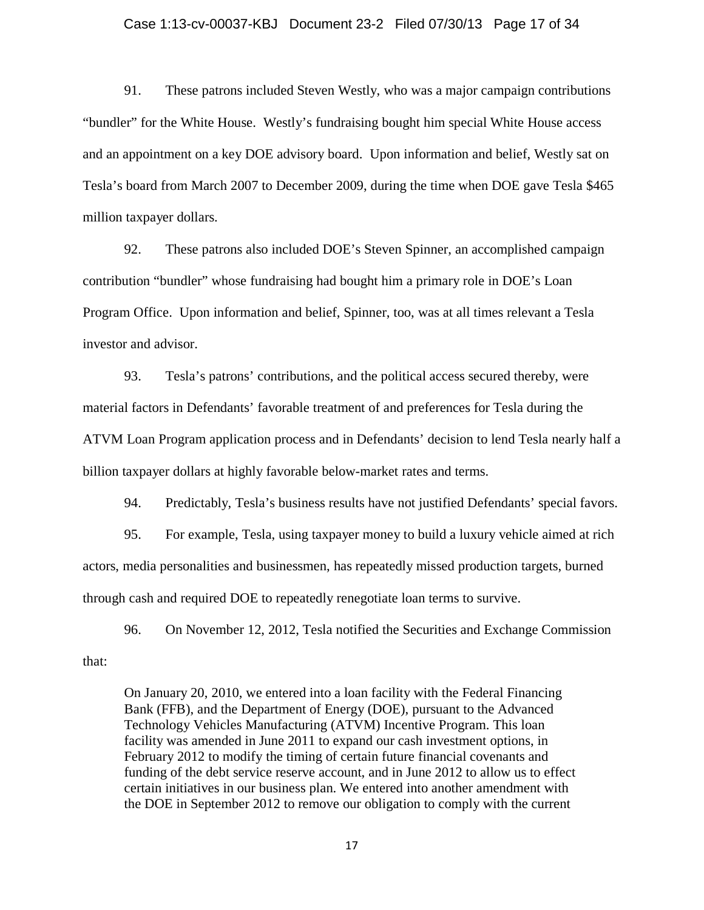91. These patrons included Steven Westly, who was a major campaign contributions "bundler" for the White House. Westly's fundraising bought him special White House access and an appointment on a key DOE advisory board. Upon information and belief, Westly sat on Tesla's board from March 2007 to December 2009, during the time when DOE gave Tesla $465 million taxpayer dollars.

92. These patrons also included DOE's Steven Spinner, an accomplished campaign contribution "bundler" whose fundraising had bought him a primary role in DOE's Loan Program Office. Upon information and belief, Spinner, too, was at all times relevant a Tesla investor and advisor.

93. Tesla's patrons' contributions, and the political access secured thereby, were material factors in Defendants' favorable treatment of and preferences for Tesla during the ATVM Loan Program application process and in Defendants' decision to lend Tesla nearly half a billion taxpayer dollars at highly favorable below-market rates and terms.

94. Predictably, Tesla's business results have not justified Defendants' special favors.

95. For example, Tesla, using taxpayer money to build a luxury vehicle aimed at rich actors, media personalities and businessmen, has repeatedly missed production targets, burned through cash and required DOE to repeatedly renegotiate loan terms to survive.

96. On November 12, 2012, Tesla notified the Securities and Exchange Commission that:

> On January 20, 2010, we entered into a loan facility with the Federal Financing Bank (FFB), and the Department of Energy (DOE), pursuant to the Advanced Technology Vehicles Manufacturing (ATVM) Incentive Program. This loan facility was amended in June 2011 to expand our cash investment options, in February 2012 to modify the timing of certain future financial covenants and funding of the debt service reserve account, and in June 2012 to allow us to effect certain initiatives in our business plan. We entered into another amendment with the DOE in September 2012 to remove our obligation to comply with the current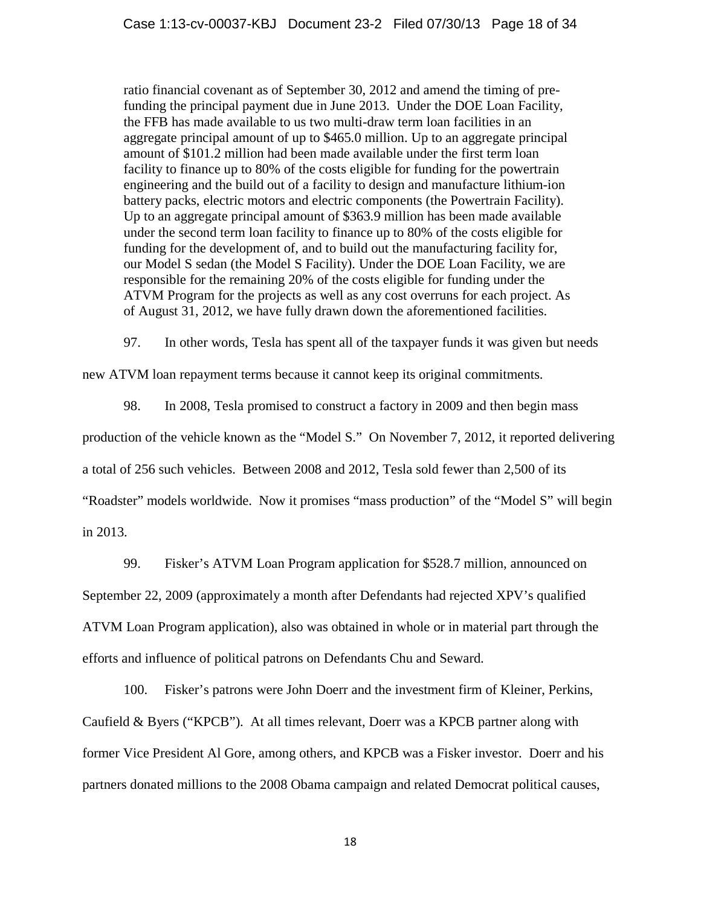> ratio financial covenant as of September 30, 2012 and amend the timing of pre-funding the principal payment due in June 2013. Under the DOE Loan Facility, the FFB has made available to us two multi-draw term loan facilities in an aggregate principal amount of up to $465.0 million. Up to an aggregate principal amount of $101.2 million had been made available under the first term loan facility to finance up to 80% of the costs eligible for funding for the powertrain engineering and the build out of a facility to design and manufacture lithium-ion battery packs, electric motors and electric components (the Powertrain Facility). Up to an aggregate principal amount of $363.9 million has been made available under the second term loan facility to finance up to 80% of the costs eligible for funding for the development of, and to build out the manufacturing facility for, our Model S sedan (the Model S Facility). Under the DOE Loan Facility, we are responsible for the remaining 20% of the costs eligible for funding under the ATVM Program for the projects as well as any cost overruns for each project. As of August 31, 2012, we have fully drawn down the aforementioned facilities.

97. In other words, Tesla has spent all of the taxpayer funds it was given but needs new ATVM loan repayment terms because it cannot keep its original commitments.

98. In 2008, Tesla promised to construct a factory in 2009 and then begin mass production of the vehicle known as the "Model S." On November 7, 2012, it reported delivering a total of 256 such vehicles. Between 2008 and 2012, Tesla sold fewer than 2,500 of its "Roadster" models worldwide. Now it promises "mass production" of the "Model S" will begin in 2013.

99. Fisker's ATVM Loan Program application for $528.7 million, announced on September 22, 2009 (approximately a month after Defendants had rejected XPV's qualified ATVM Loan Program application), also was obtained in whole or in material part through the efforts and influence of political patrons on Defendants Chu and Seward.

100. Fisker's patrons were John Doerr and the investment firm of Kleiner, Perkins, Caufield & Byers ("KPCB"). At all times relevant, Doerr was a KPCB partner along with former Vice President Al Gore, among others, and KPCB was a Fisker investor. Doerr and his partners donated millions to the 2008 Obama campaign and related Democrat political causes,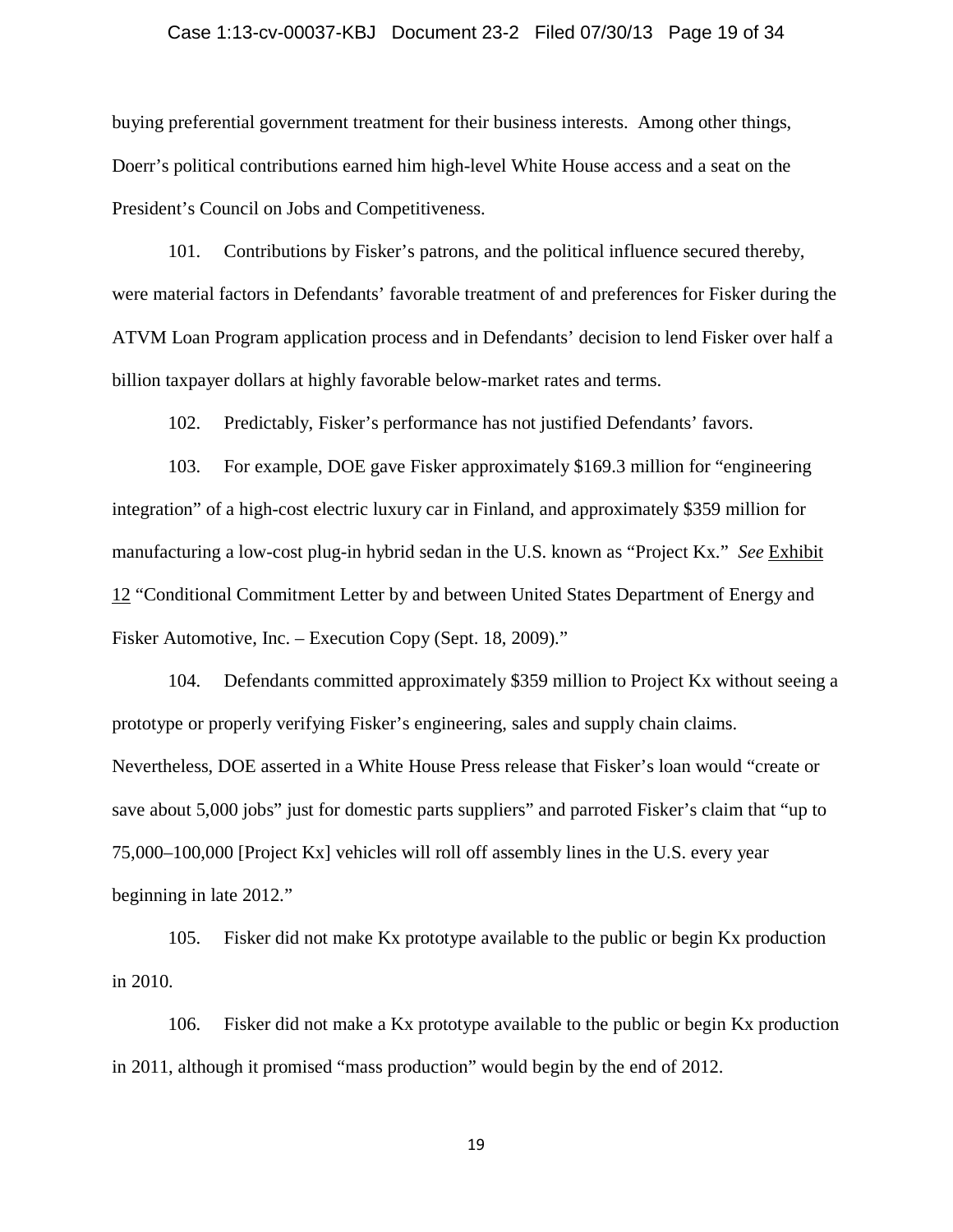buying preferential government treatment for their business interests. Among other things, Doerr's political contributions earned him high-level White House access and a seat on the President's Council on Jobs and Competitiveness.

101. Contributions by Fisker's patrons, and the political influence secured thereby, were material factors in Defendants' favorable treatment of and preferences for Fisker during the ATVM Loan Program application process and in Defendants' decision to lend Fisker over half a billion taxpayer dollars at highly favorable below-market rates and terms.

102. Predictably, Fisker's performance has not justified Defendants' favors.

103. For example, DOE gave Fisker approximately \$169.3 million for "engineering integration" of a high-cost electric luxury car in Finland, and approximately \$359 million for manufacturing a low-cost plug-in hybrid sedan in the U.S. known as "Project Kx." *See* Exhibit 12 "Conditional Commitment Letter by and between United States Department of Energy and Fisker Automotive, Inc. – Execution Copy (Sept. 18, 2009)."

104. Defendants committed approximately \$359 million to Project Kx without seeing a prototype or properly verifying Fisker's engineering, sales and supply chain claims. Nevertheless, DOE asserted in a White House Press release that Fisker's loan would "create or save about 5,000 jobs" just for domestic parts suppliers" and parroted Fisker's claim that "up to 75,000–100,000 [Project Kx] vehicles will roll off assembly lines in the U.S. every year beginning in late 2012."

105. Fisker did not make Kx prototype available to the public or begin Kx production in 2010.

106. Fisker did not make a Kx prototype available to the public or begin Kx production in 2011, although it promised "mass production" would begin by the end of 2012.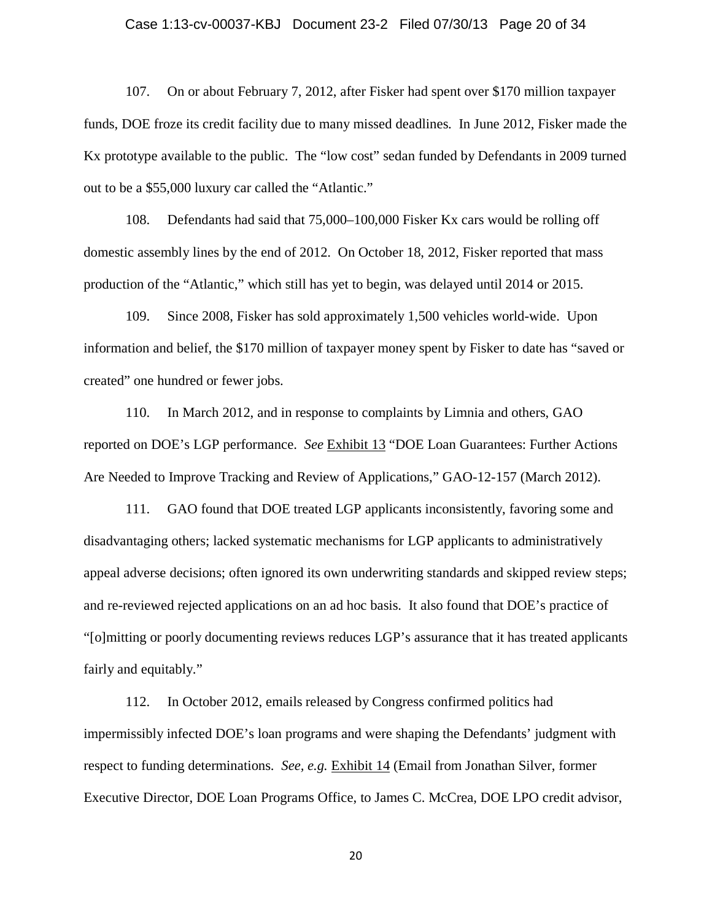107. On or about February 7, 2012, after Fisker had spent over $170 million taxpayer funds, DOE froze its credit facility due to many missed deadlines. In June 2012, Fisker made the Kx prototype available to the public. The "low cost" sedan funded by Defendants in 2009 turned out to be a $55,000 luxury car called the "Atlantic."

108. Defendants had said that 75,000–100,000 Fisker Kx cars would be rolling off domestic assembly lines by the end of 2012. On October 18, 2012, Fisker reported that mass production of the "Atlantic," which still has yet to begin, was delayed until 2014 or 2015.

109. Since 2008, Fisker has sold approximately 1,500 vehicles world-wide. Upon information and belief, the $170 million of taxpayer money spent by Fisker to date has "saved or created" one hundred or fewer jobs.

110. In March 2012, and in response to complaints by Limnia and others, GAO reported on DOE's LGP performance. *See* Exhibit 13 "DOE Loan Guarantees: Further Actions Are Needed to Improve Tracking and Review of Applications," GAO-12-157 (March 2012).

111. GAO found that DOE treated LGP applicants inconsistently, favoring some and disadvantaging others; lacked systematic mechanisms for LGP applicants to administratively appeal adverse decisions; often ignored its own underwriting standards and skipped review steps; and re-reviewed rejected applications on an ad hoc basis. It also found that DOE's practice of "[o]mitting or poorly documenting reviews reduces LGP's assurance that it has treated applicants fairly and equitably."

112. In October 2012, emails released by Congress confirmed politics had impermissibly infected DOE's loan programs and were shaping the Defendants' judgment with respect to funding determinations. *See, e.g.* Exhibit 14 (Email from Jonathan Silver, former Executive Director, DOE Loan Programs Office, to James C. McCrea, DOE LPO credit advisor,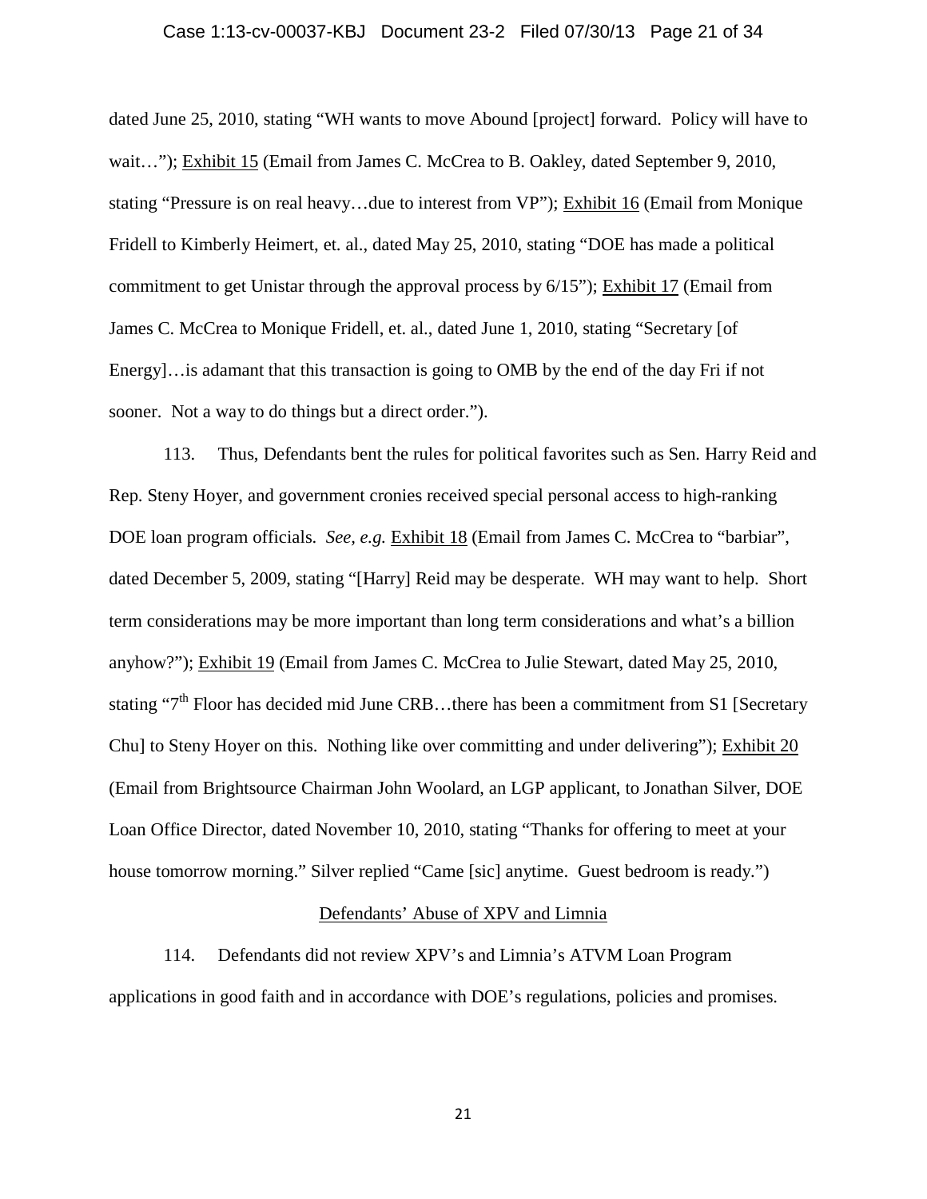dated June 25, 2010, stating "WH wants to move Abound [project] forward. Policy will have to wait…"); Exhibit 15 (Email from James C. McCrea to B. Oakley, dated September 9, 2010, stating "Pressure is on real heavy…due to interest from VP"); Exhibit 16 (Email from Monique Fridell to Kimberly Heimert, et. al., dated May 25, 2010, stating "DOE has made a political commitment to get Unistar through the approval process by 6/15"); Exhibit 17 (Email from James C. McCrea to Monique Fridell, et. al., dated June 1, 2010, stating "Secretary [of Energy]…is adamant that this transaction is going to OMB by the end of the day Fri if not sooner. Not a way to do things but a direct order.").

113. Thus, Defendants bent the rules for political favorites such as Sen. Harry Reid and Rep. Steny Hoyer, and government cronies received special personal access to high-ranking DOE loan program officials. *See, e.g.* Exhibit 18 (Email from James C. McCrea to "barbiar", dated December 5, 2009, stating "[Harry] Reid may be desperate. WH may want to help. Short term considerations may be more important than long term considerations and what's a billion anyhow?"); Exhibit 19 (Email from James C. McCrea to Julie Stewart, dated May 25, 2010, stating "7th Floor has decided mid June CRB…there has been a commitment from S1 [Secretary Chu] to Steny Hoyer on this. Nothing like over committing and under delivering"); Exhibit 20 (Email from Brightsource Chairman John Woolard, an LGP applicant, to Jonathan Silver, DOE Loan Office Director, dated November 10, 2010, stating "Thanks for offering to meet at your house tomorrow morning." Silver replied "Came [sic] anytime. Guest bedroom is ready.")

## Defendants' Abuse of XPV and Limnia

114. Defendants did not review XPV's and Limnia's ATVM Loan Program applications in good faith and in accordance with DOE's regulations, policies and promises.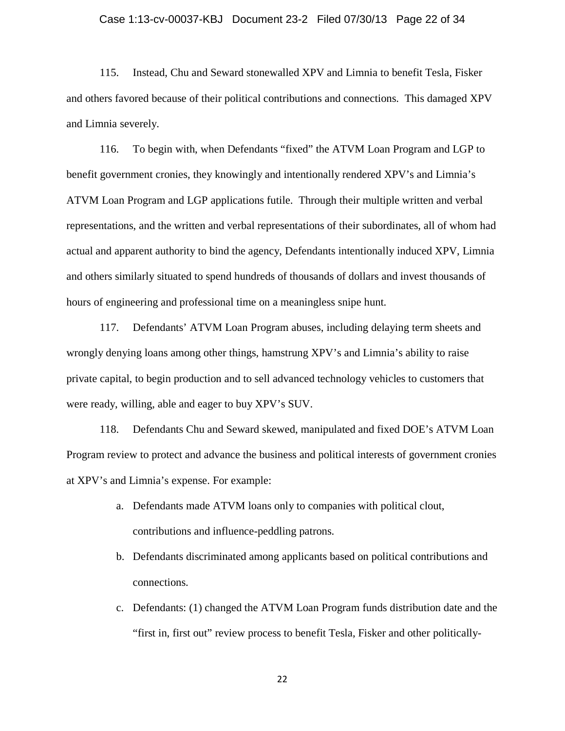115. Instead, Chu and Seward stonewalled XPV and Limnia to benefit Tesla, Fisker and others favored because of their political contributions and connections. This damaged XPV and Limnia severely.

116. To begin with, when Defendants "fixed" the ATVM Loan Program and LGP to benefit government cronies, they knowingly and intentionally rendered XPV's and Limnia's ATVM Loan Program and LGP applications futile. Through their multiple written and verbal representations, and the written and verbal representations of their subordinates, all of whom had actual and apparent authority to bind the agency, Defendants intentionally induced XPV, Limnia and others similarly situated to spend hundreds of thousands of dollars and invest thousands of hours of engineering and professional time on a meaningless snipe hunt.

117. Defendants' ATVM Loan Program abuses, including delaying term sheets and wrongly denying loans among other things, hamstrung XPV's and Limnia's ability to raise private capital, to begin production and to sell advanced technology vehicles to customers that were ready, willing, able and eager to buy XPV's SUV.

118. Defendants Chu and Seward skewed, manipulated and fixed DOE's ATVM Loan Program review to protect and advance the business and political interests of government cronies at XPV's and Limnia's expense. For example:

a. Defendants made ATVM loans only to companies with political clout, contributions and influence-peddling patrons.

b. Defendants discriminated among applicants based on political contributions and connections.

c. Defendants: (1) changed the ATVM Loan Program funds distribution date and the "first in, first out" review process to benefit Tesla, Fisker and other politically-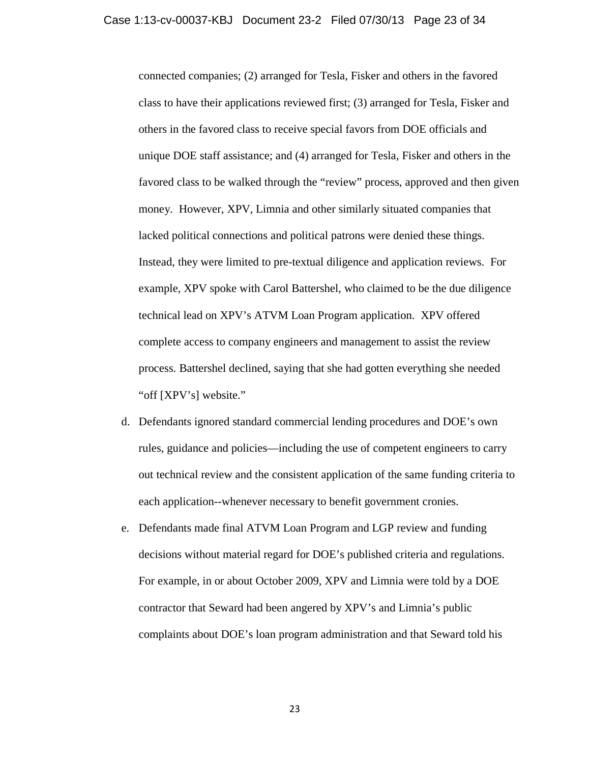connected companies; (2) arranged for Tesla, Fisker and others in the favored class to have their applications reviewed first; (3) arranged for Tesla, Fisker and others in the favored class to receive special favors from DOE officials and unique DOE staff assistance; and (4) arranged for Tesla, Fisker and others in the favored class to be walked through the "review" process, approved and then given money. However, XPV, Limnia and other similarly situated companies that lacked political connections and political patrons were denied these things. Instead, they were limited to pre-textual diligence and application reviews. For example, XPV spoke with Carol Battershel, who claimed to be the due diligence technical lead on XPV's ATVM Loan Program application. XPV offered complete access to company engineers and management to assist the review process. Battershel declined, saying that she had gotten everything she needed "off [XPV's] website."

d. Defendants ignored standard commercial lending procedures and DOE's own rules, guidance and policies—including the use of competent engineers to carry out technical review and the consistent application of the same funding criteria to each application--whenever necessary to benefit government cronies.

e. Defendants made final ATVM Loan Program and LGP review and funding decisions without material regard for DOE's published criteria and regulations. For example, in or about October 2009, XPV and Limnia were told by a DOE contractor that Seward had been angered by XPV's and Limnia's public complaints about DOE's loan program administration and that Seward told his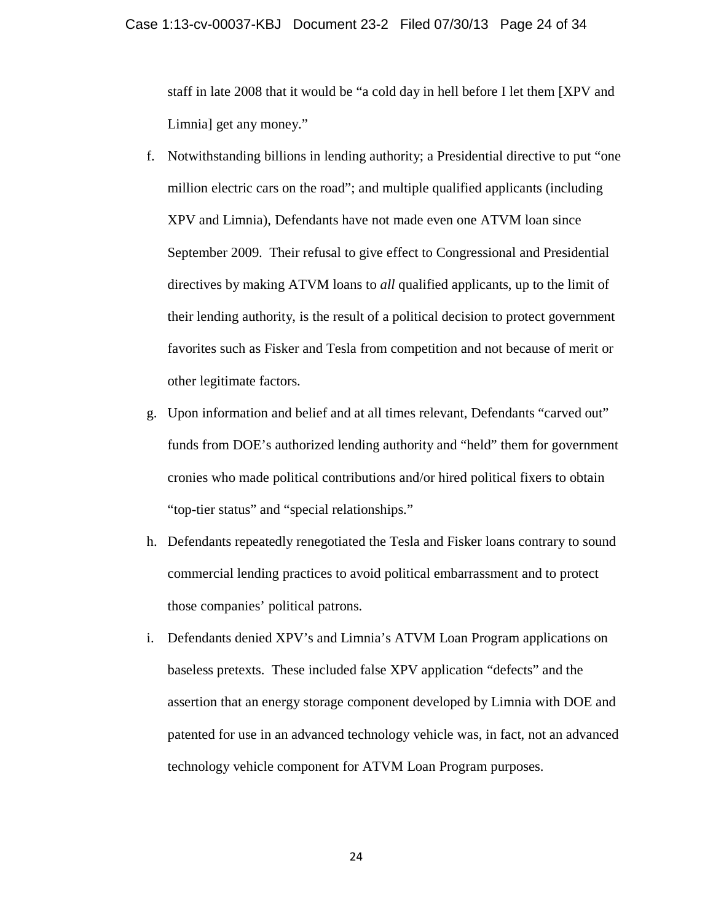staff in late 2008 that it would be "a cold day in hell before I let them [XPV and Limnia] get any money."

f. Notwithstanding billions in lending authority; a Presidential directive to put "one million electric cars on the road"; and multiple qualified applicants (including XPV and Limnia), Defendants have not made even one ATVM loan since September 2009. Their refusal to give effect to Congressional and Presidential directives by making ATVM loans to *all* qualified applicants, up to the limit of their lending authority, is the result of a political decision to protect government favorites such as Fisker and Tesla from competition and not because of merit or other legitimate factors.

g. Upon information and belief and at all times relevant, Defendants "carved out" funds from DOE's authorized lending authority and "held" them for government cronies who made political contributions and/or hired political fixers to obtain "top-tier status" and "special relationships."

h. Defendants repeatedly renegotiated the Tesla and Fisker loans contrary to sound commercial lending practices to avoid political embarrassment and to protect those companies' political patrons.

i. Defendants denied XPV's and Limnia's ATVM Loan Program applications on baseless pretexts. These included false XPV application "defects" and the assertion that an energy storage component developed by Limnia with DOE and patented for use in an advanced technology vehicle was, in fact, not an advanced technology vehicle component for ATVM Loan Program purposes.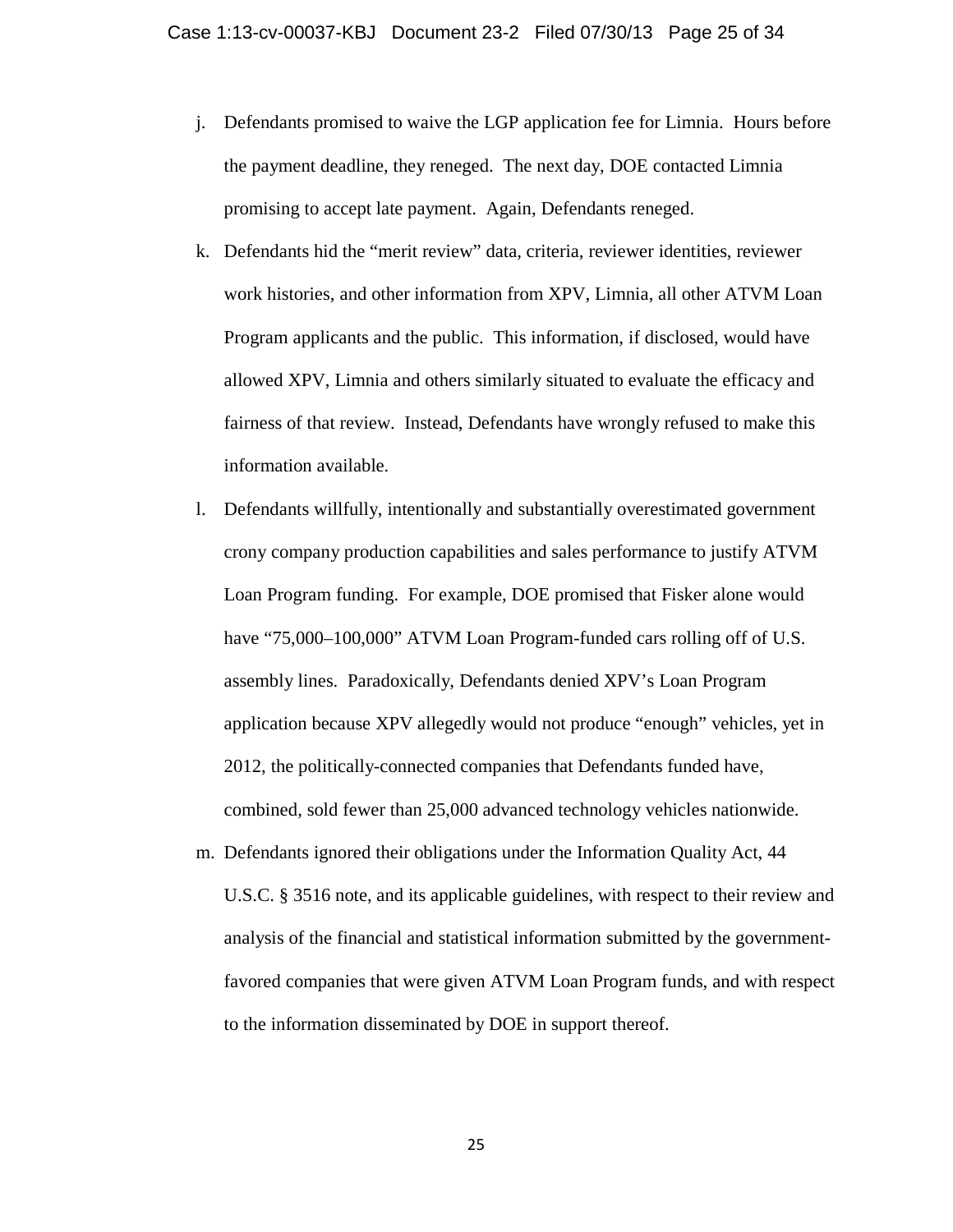j. Defendants promised to waive the LGP application fee for Limnia. Hours before the payment deadline, they reneged. The next day, DOE contacted Limnia promising to accept late payment. Again, Defendants reneged.

k. Defendants hid the "merit review" data, criteria, reviewer identities, reviewer work histories, and other information from XPV, Limnia, all other ATVM Loan Program applicants and the public. This information, if disclosed, would have allowed XPV, Limnia and others similarly situated to evaluate the efficacy and fairness of that review. Instead, Defendants have wrongly refused to make this information available.

l. Defendants willfully, intentionally and substantially overestimated government crony company production capabilities and sales performance to justify ATVM Loan Program funding. For example, DOE promised that Fisker alone would have "75,000–100,000" ATVM Loan Program-funded cars rolling off of U.S. assembly lines. Paradoxically, Defendants denied XPV's Loan Program application because XPV allegedly would not produce "enough" vehicles, yet in 2012, the politically-connected companies that Defendants funded have, combined, sold fewer than 25,000 advanced technology vehicles nationwide.

m. Defendants ignored their obligations under the Information Quality Act, 44 U.S.C. § 3516 note, and its applicable guidelines, with respect to their review and analysis of the financial and statistical information submitted by the government-favored companies that were given ATVM Loan Program funds, and with respect to the information disseminated by DOE in support thereof.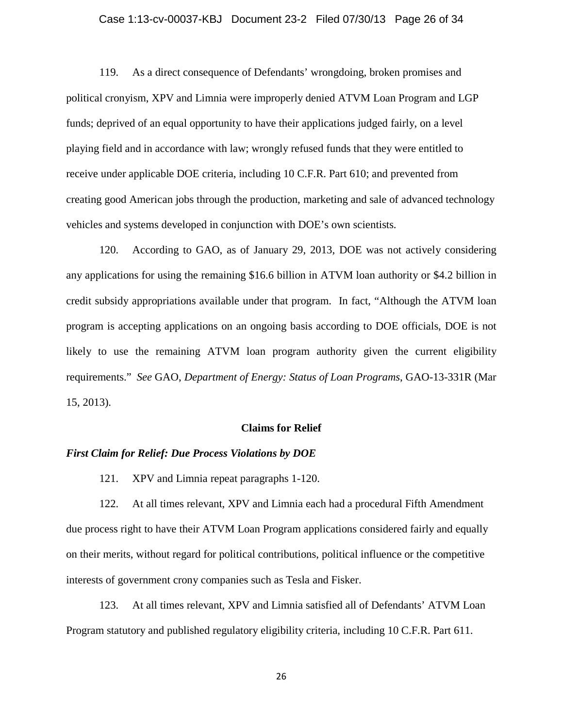119. As a direct consequence of Defendants' wrongdoing, broken promises and political cronyism, XPV and Limnia were improperly denied ATVM Loan Program and LGP funds; deprived of an equal opportunity to have their applications judged fairly, on a level playing field and in accordance with law; wrongly refused funds that they were entitled to receive under applicable DOE criteria, including 10 C.F.R. Part 610; and prevented from creating good American jobs through the production, marketing and sale of advanced technology vehicles and systems developed in conjunction with DOE's own scientists.

120. According to GAO, as of January 29, 2013, DOE was not actively considering any applications for using the remaining \$16.6 billion in ATVM loan authority or \$4.2 billion in credit subsidy appropriations available under that program. In fact, "Although the ATVM loan program is accepting applications on an ongoing basis according to DOE officials, DOE is not likely to use the remaining ATVM loan program authority given the current eligibility requirements." *See* GAO, *Department of Energy: Status of Loan Programs*, GAO-13-331R (Mar 15, 2013).

## Claims for Relief

### *First Claim for Relief: Due Process Violations by DOE*

121. XPV and Limnia repeat paragraphs 1-120.

122. At all times relevant, XPV and Limnia each had a procedural Fifth Amendment due process right to have their ATVM Loan Program applications considered fairly and equally on their merits, without regard for political contributions, political influence or the competitive interests of government crony companies such as Tesla and Fisker.

123. At all times relevant, XPV and Limnia satisfied all of Defendants' ATVM Loan Program statutory and published regulatory eligibility criteria, including 10 C.F.R. Part 611.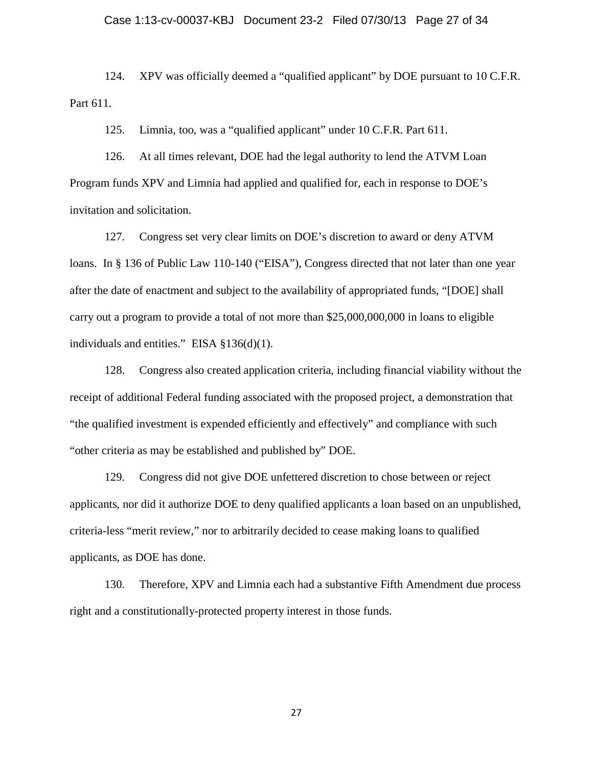124. XPV was officially deemed a "qualified applicant" by DOE pursuant to 10 C.F.R. Part 611.

125. Limnia, too, was a "qualified applicant" under 10 C.F.R. Part 611.

126. At all times relevant, DOE had the legal authority to lend the ATVM Loan Program funds XPV and Limnia had applied and qualified for, each in response to DOE's invitation and solicitation.

127. Congress set very clear limits on DOE's discretion to award or deny ATVM loans. In § 136 of Public Law 110-140 ("EISA"), Congress directed that not later than one year after the date of enactment and subject to the availability of appropriated funds, "[DOE] shall carry out a program to provide a total of not more than $25,000,000,000 in loans to eligible individuals and entities." EISA §136(d)(1).

128. Congress also created application criteria, including financial viability without the receipt of additional Federal funding associated with the proposed project, a demonstration that "the qualified investment is expended efficiently and effectively" and compliance with such "other criteria as may be established and published by" DOE.

129. Congress did not give DOE unfettered discretion to chose between or reject applicants, nor did it authorize DOE to deny qualified applicants a loan based on an unpublished, criteria-less "merit review," nor to arbitrarily decided to cease making loans to qualified applicants, as DOE has done.

130. Therefore, XPV and Limnia each had a substantive Fifth Amendment due process right and a constitutionally-protected property interest in those funds.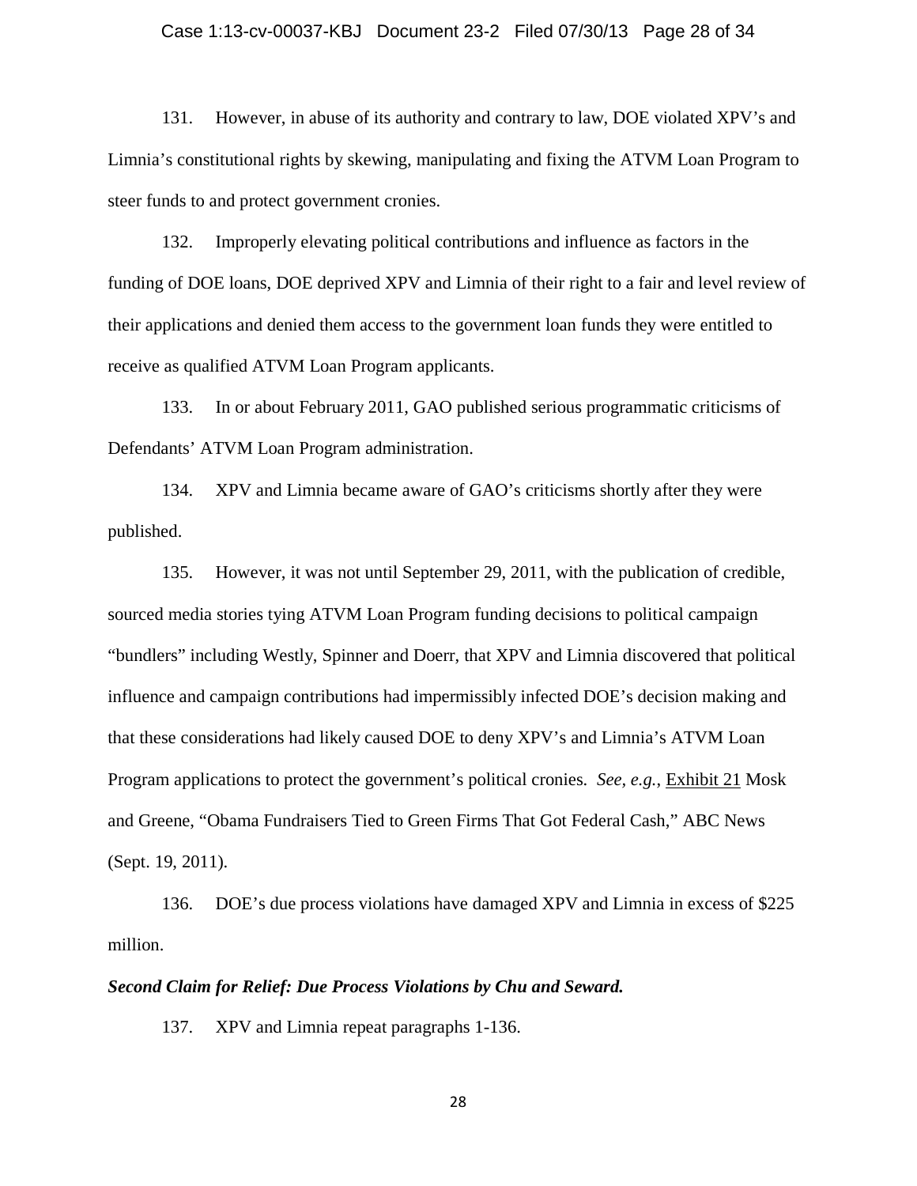131. However, in abuse of its authority and contrary to law, DOE violated XPV's and Limnia's constitutional rights by skewing, manipulating and fixing the ATVM Loan Program to steer funds to and protect government cronies.

132. Improperly elevating political contributions and influence as factors in the funding of DOE loans, DOE deprived XPV and Limnia of their right to a fair and level review of their applications and denied them access to the government loan funds they were entitled to receive as qualified ATVM Loan Program applicants.

133. In or about February 2011, GAO published serious programmatic criticisms of Defendants' ATVM Loan Program administration.

134. XPV and Limnia became aware of GAO's criticisms shortly after they were published.

135. However, it was not until September 29, 2011, with the publication of credible, sourced media stories tying ATVM Loan Program funding decisions to political campaign "bundlers" including Westly, Spinner and Doerr, that XPV and Limnia discovered that political influence and campaign contributions had impermissibly infected DOE's decision making and that these considerations had likely caused DOE to deny XPV's and Limnia's ATVM Loan Program applications to protect the government's political cronies. *See, e.g.*, Exhibit 21 Mosk and Greene, "Obama Fundraisers Tied to Green Firms That Got Federal Cash," ABC News (Sept. 19, 2011).

136. DOE's due process violations have damaged XPV and Limnia in excess of $225 million.

***Second Claim for Relief: Due Process Violations by Chu and Seward.***

137. XPV and Limnia repeat paragraphs 1-136.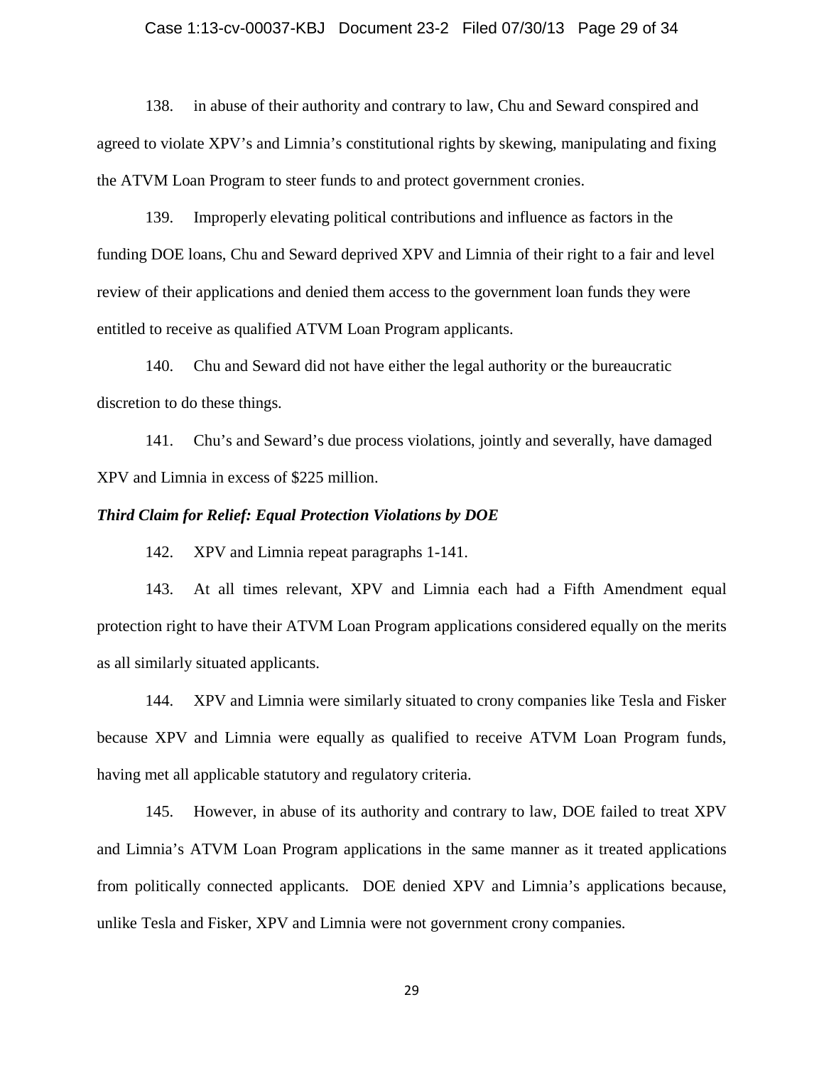138. in abuse of their authority and contrary to law, Chu and Seward conspired and agreed to violate XPV's and Limnia's constitutional rights by skewing, manipulating and fixing the ATVM Loan Program to steer funds to and protect government cronies.

139. Improperly elevating political contributions and influence as factors in the funding DOE loans, Chu and Seward deprived XPV and Limnia of their right to a fair and level review of their applications and denied them access to the government loan funds they were entitled to receive as qualified ATVM Loan Program applicants.

140. Chu and Seward did not have either the legal authority or the bureaucratic discretion to do these things.

141. Chu's and Seward's due process violations, jointly and severally, have damaged XPV and Limnia in excess of $225 million.

***Third Claim for Relief: Equal Protection Violations by DOE***

142. XPV and Limnia repeat paragraphs 1-141.

143. At all times relevant, XPV and Limnia each had a Fifth Amendment equal protection right to have their ATVM Loan Program applications considered equally on the merits as all similarly situated applicants.

144. XPV and Limnia were similarly situated to crony companies like Tesla and Fisker because XPV and Limnia were equally as qualified to receive ATVM Loan Program funds, having met all applicable statutory and regulatory criteria.

145. However, in abuse of its authority and contrary to law, DOE failed to treat XPV and Limnia's ATVM Loan Program applications in the same manner as it treated applications from politically connected applicants. DOE denied XPV and Limnia's applications because, unlike Tesla and Fisker, XPV and Limnia were not government crony companies.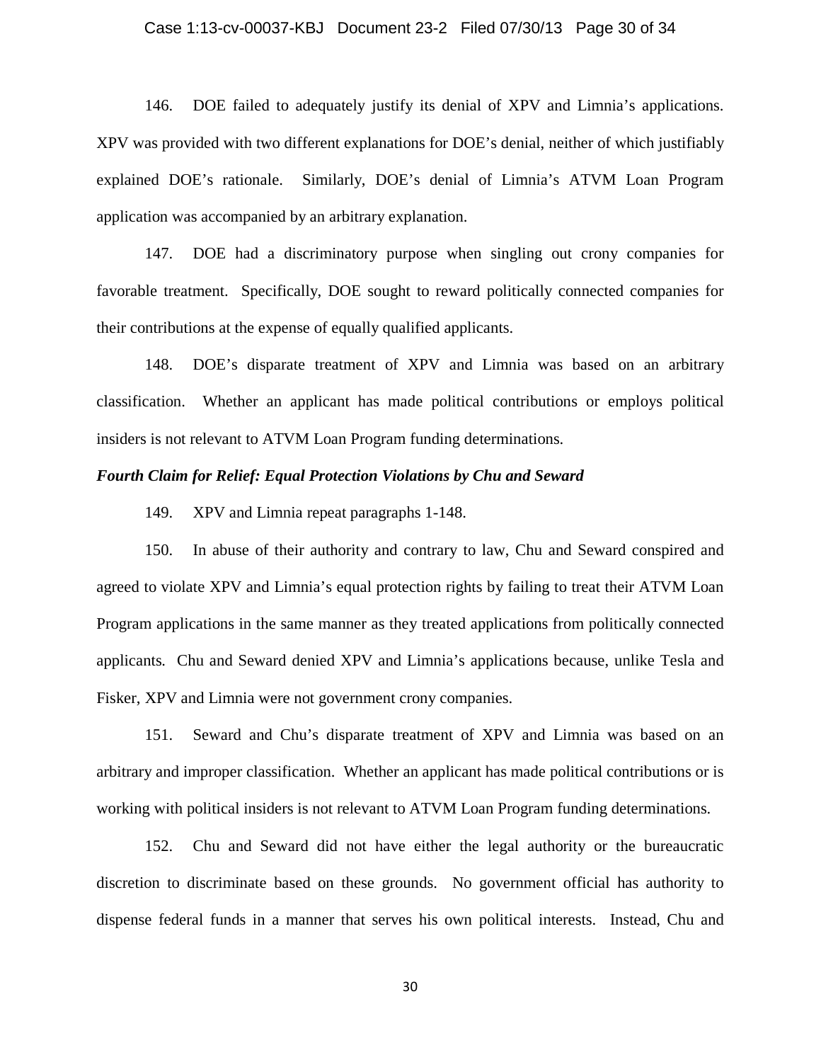146. DOE failed to adequately justify its denial of XPV and Limnia's applications. XPV was provided with two different explanations for DOE's denial, neither of which justifiably explained DOE's rationale. Similarly, DOE's denial of Limnia's ATVM Loan Program application was accompanied by an arbitrary explanation.

147. DOE had a discriminatory purpose when singling out crony companies for favorable treatment. Specifically, DOE sought to reward politically connected companies for their contributions at the expense of equally qualified applicants.

148. DOE's disparate treatment of XPV and Limnia was based on an arbitrary classification. Whether an applicant has made political contributions or employs political insiders is not relevant to ATVM Loan Program funding determinations.

***Fourth Claim for Relief: Equal Protection Violations by Chu and Seward***

149. XPV and Limnia repeat paragraphs 1-148.

150. In abuse of their authority and contrary to law, Chu and Seward conspired and agreed to violate XPV and Limnia's equal protection rights by failing to treat their ATVM Loan Program applications in the same manner as they treated applications from politically connected applicants. Chu and Seward denied XPV and Limnia's applications because, unlike Tesla and Fisker, XPV and Limnia were not government crony companies.

151. Seward and Chu's disparate treatment of XPV and Limnia was based on an arbitrary and improper classification. Whether an applicant has made political contributions or is working with political insiders is not relevant to ATVM Loan Program funding determinations.

152. Chu and Seward did not have either the legal authority or the bureaucratic discretion to discriminate based on these grounds. No government official has authority to dispense federal funds in a manner that serves his own political interests. Instead, Chu and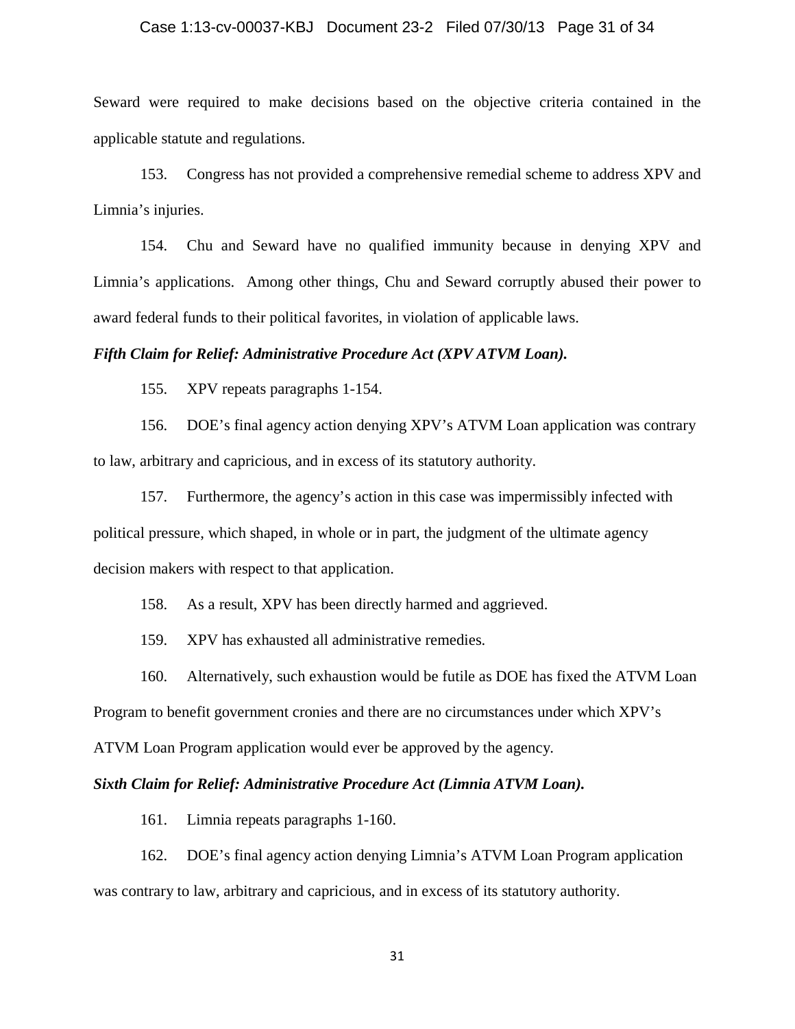Seward were required to make decisions based on the objective criteria contained in the applicable statute and regulations.

153. Congress has not provided a comprehensive remedial scheme to address XPV and Limnia's injuries.

154. Chu and Seward have no qualified immunity because in denying XPV and Limnia's applications. Among other things, Chu and Seward corruptly abused their power to award federal funds to their political favorites, in violation of applicable laws.

***Fifth Claim for Relief: Administrative Procedure Act (XPV ATVM Loan).***

155. XPV repeats paragraphs 1-154.

156. DOE's final agency action denying XPV's ATVM Loan application was contrary to law, arbitrary and capricious, and in excess of its statutory authority.

157. Furthermore, the agency's action in this case was impermissibly infected with political pressure, which shaped, in whole or in part, the judgment of the ultimate agency decision makers with respect to that application.

158. As a result, XPV has been directly harmed and aggrieved.

159. XPV has exhausted all administrative remedies.

160. Alternatively, such exhaustion would be futile as DOE has fixed the ATVM Loan Program to benefit government cronies and there are no circumstances under which XPV's ATVM Loan Program application would ever be approved by the agency.

***Sixth Claim for Relief: Administrative Procedure Act (Limnia ATVM Loan).***

161. Limnia repeats paragraphs 1-160.

162. DOE's final agency action denying Limnia's ATVM Loan Program application was contrary to law, arbitrary and capricious, and in excess of its statutory authority.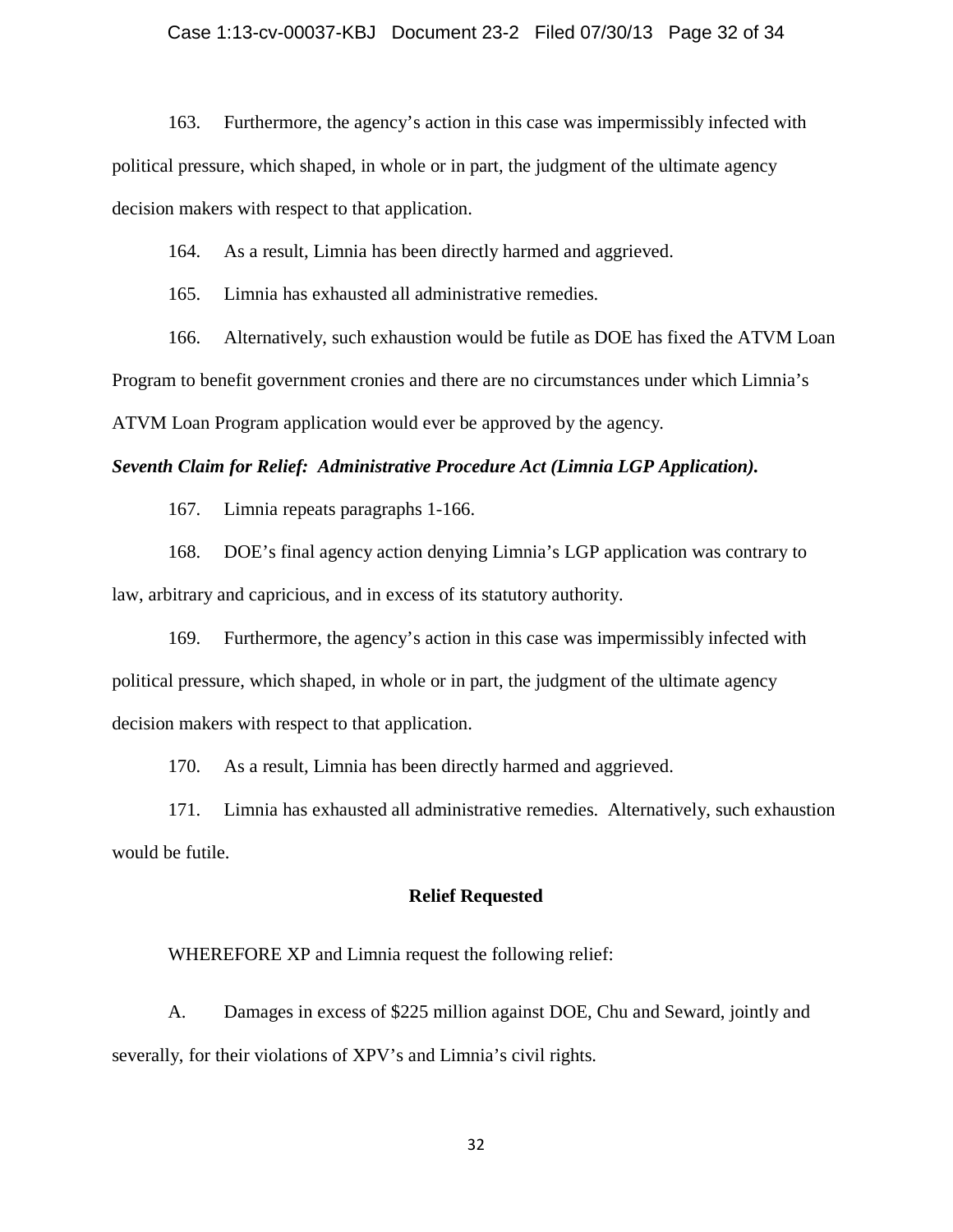163. Furthermore, the agency's action in this case was impermissibly infected with political pressure, which shaped, in whole or in part, the judgment of the ultimate agency decision makers with respect to that application.

164. As a result, Limnia has been directly harmed and aggrieved.

165. Limnia has exhausted all administrative remedies.

166. Alternatively, such exhaustion would be futile as DOE has fixed the ATVM Loan Program to benefit government cronies and there are no circumstances under which Limnia's ATVM Loan Program application would ever be approved by the agency.

***Seventh Claim for Relief: Administrative Procedure Act (Limnia LGP Application).***

167. Limnia repeats paragraphs 1-166.

168. DOE's final agency action denying Limnia's LGP application was contrary to law, arbitrary and capricious, and in excess of its statutory authority.

169. Furthermore, the agency's action in this case was impermissibly infected with political pressure, which shaped, in whole or in part, the judgment of the ultimate agency decision makers with respect to that application.

170. As a result, Limnia has been directly harmed and aggrieved.

171. Limnia has exhausted all administrative remedies. Alternatively, such exhaustion would be futile.

**Relief Requested**

WHEREFORE XP and Limnia request the following relief:

A. Damages in excess of $225 million against DOE, Chu and Seward, jointly and severally, for their violations of XPV's and Limnia's civil rights.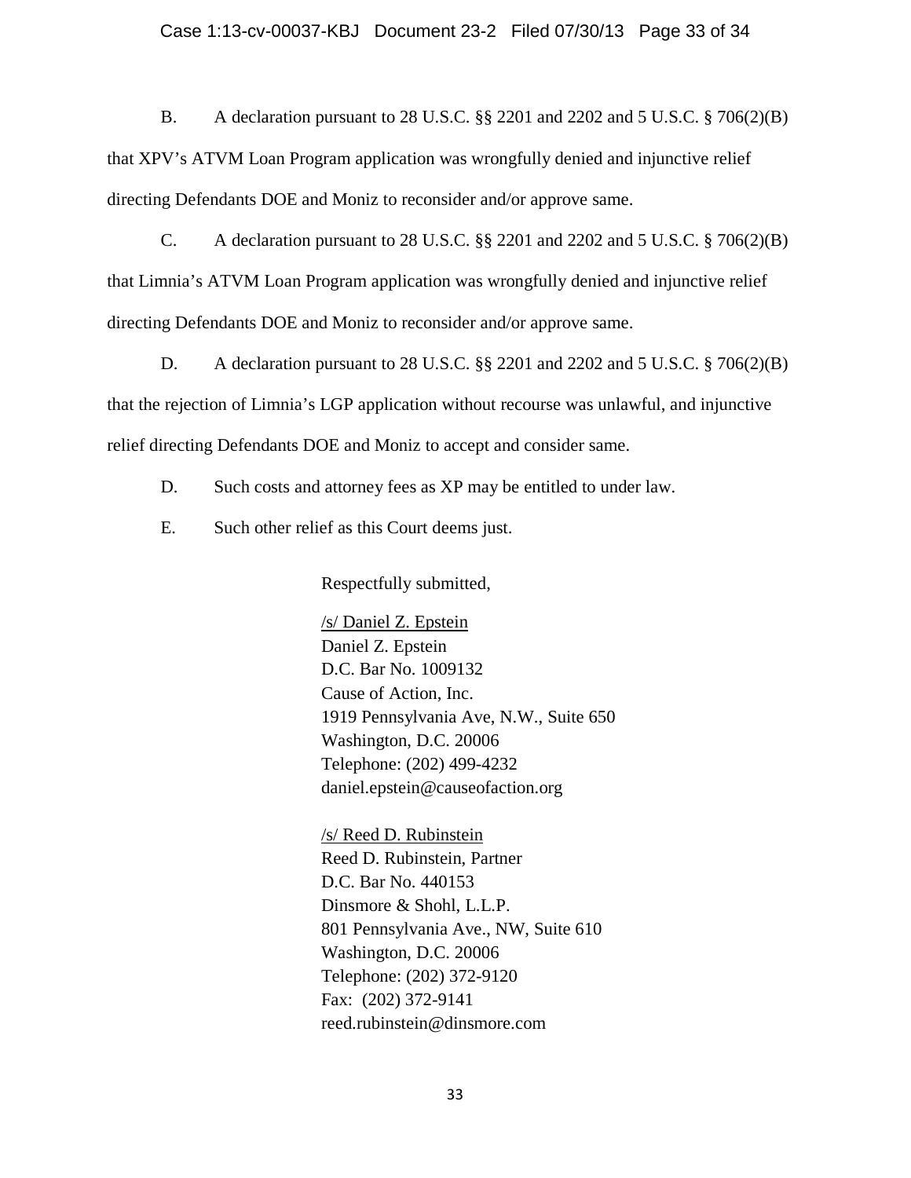B. A declaration pursuant to 28 U.S.C. §§ 2201 and 2202 and 5 U.S.C. § 706(2)(B) that XPV's ATVM Loan Program application was wrongfully denied and injunctive relief directing Defendants DOE and Moniz to reconsider and/or approve same.

C. A declaration pursuant to 28 U.S.C. §§ 2201 and 2202 and 5 U.S.C. § 706(2)(B) that Limnia's ATVM Loan Program application was wrongfully denied and injunctive relief directing Defendants DOE and Moniz to reconsider and/or approve same.

D. A declaration pursuant to 28 U.S.C. §§ 2201 and 2202 and 5 U.S.C. § 706(2)(B) that the rejection of Limnia's LGP application without recourse was unlawful, and injunctive relief directing Defendants DOE and Moniz to accept and consider same.

D. Such costs and attorney fees as XP may be entitled to under law.

E. Such other relief as this Court deems just.

Respectfully submitted,

/s/ Daniel Z. Epstein
Daniel Z. Epstein
D.C. Bar No. 1009132
Cause of Action, Inc.
1919 Pennsylvania Ave, N.W., Suite 650
Washington, D.C. 20006
Telephone: (202) 499-4232
daniel.epstein@causeofaction.org

/s/ Reed D. Rubinstein
Reed D. Rubinstein, Partner
D.C. Bar No. 440153
Dinsmore & Shohl, L.L.P.
801 Pennsylvania Ave., NW, Suite 610
Washington, D.C. 20006
Telephone: (202) 372-9120
Fax: (202) 372-9141
reed.rubinstein@dinsmore.com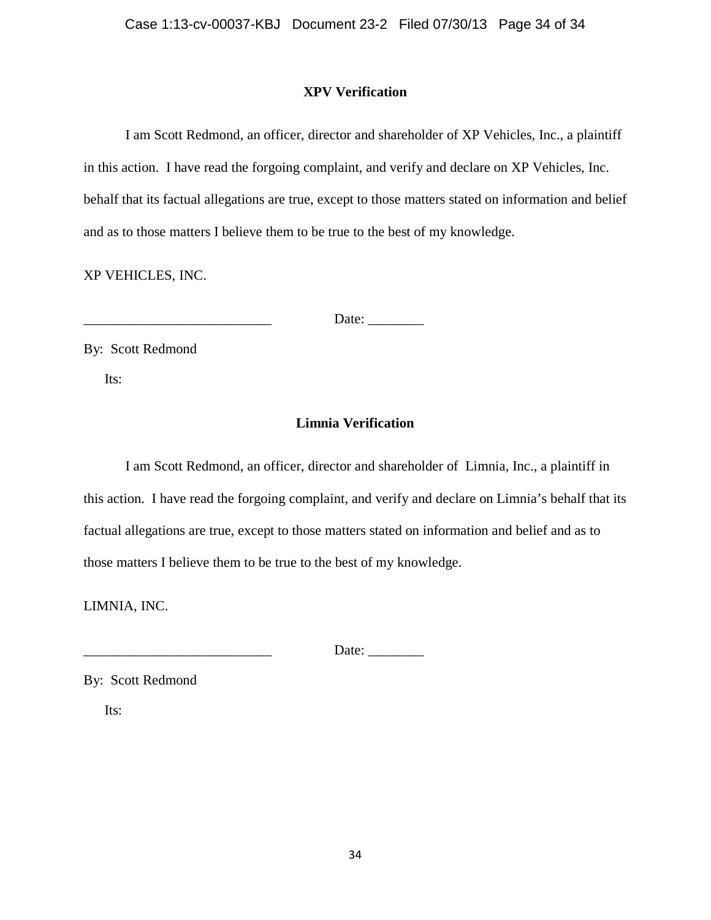### XPV Verification

I am Scott Redmond, an officer, director and shareholder of XP Vehicles, Inc., a plaintiff in this action. I have read the forgoing complaint, and verify and declare on XP Vehicles, Inc. behalf that its factual allegations are true, except to those matters stated on information and belief and as to those matters I believe them to be true to the best of my knowledge.

XP VEHICLES, INC.

___________________________ Date: ________

By: Scott Redmond

Its:

### Limnia Verification

I am Scott Redmond, an officer, director and shareholder of Limnia, Inc., a plaintiff in this action. I have read the forgoing complaint, and verify and declare on Limnia's behalf that its factual allegations are true, except to those matters stated on information and belief and as to those matters I believe them to be true to the best of my knowledge.

LIMNIA, INC.

___________________________ Date: ________

By: Scott Redmond

Its: